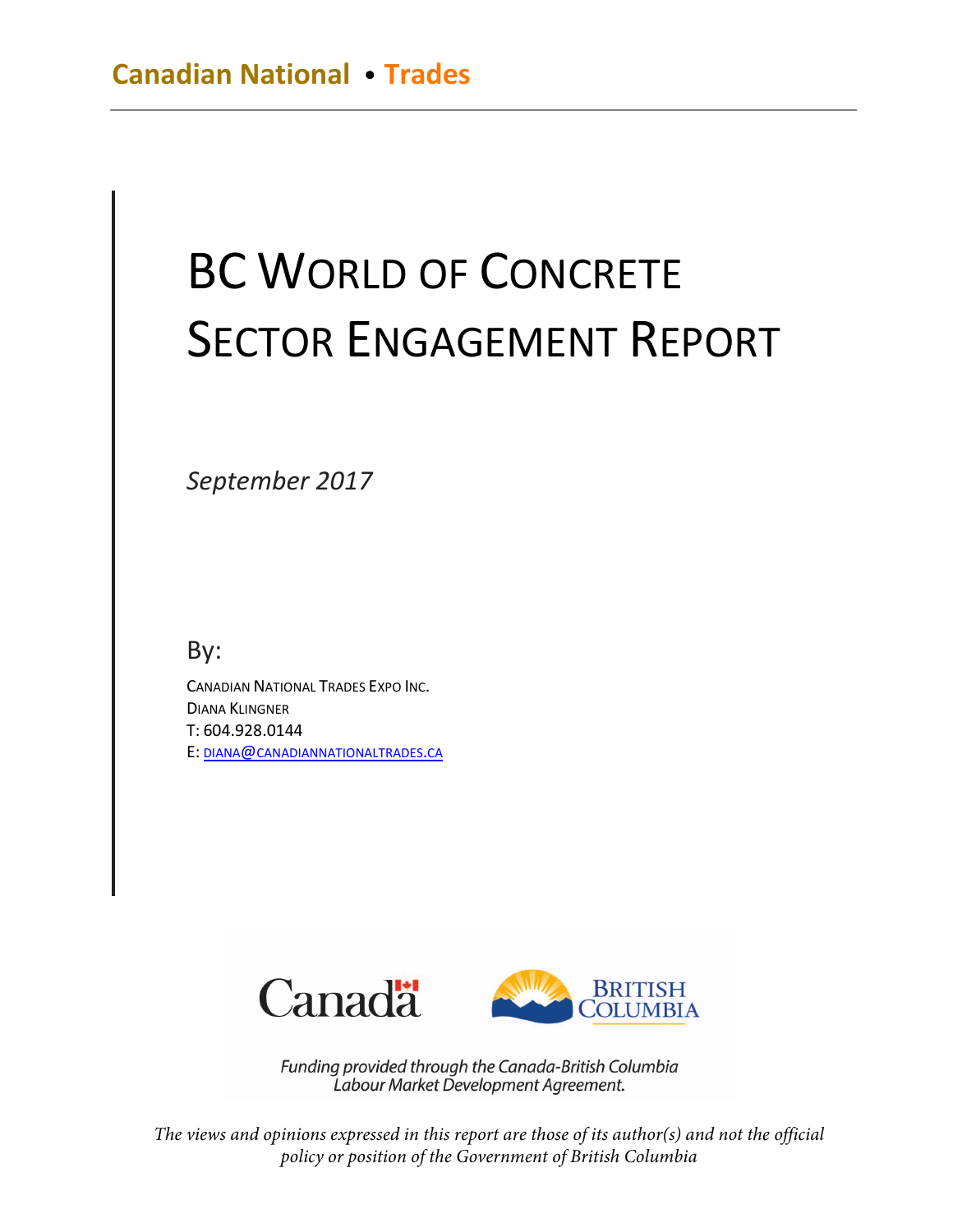**Canadian National • Trades**

# BC World of Concrete Sector Engagement Report

*September 2017*

By:

Canadian National Trades Expo Inc.
Diana Klingner
T: 604.928.0144
E: diana@canadiannationaltrades.ca

*Funding provided through the Canada-British Columbia Labour Market Development Agreement.*

*The views and opinions expressed in this report are those of its author(s) and not the official policy or position of the Government of British Columbia*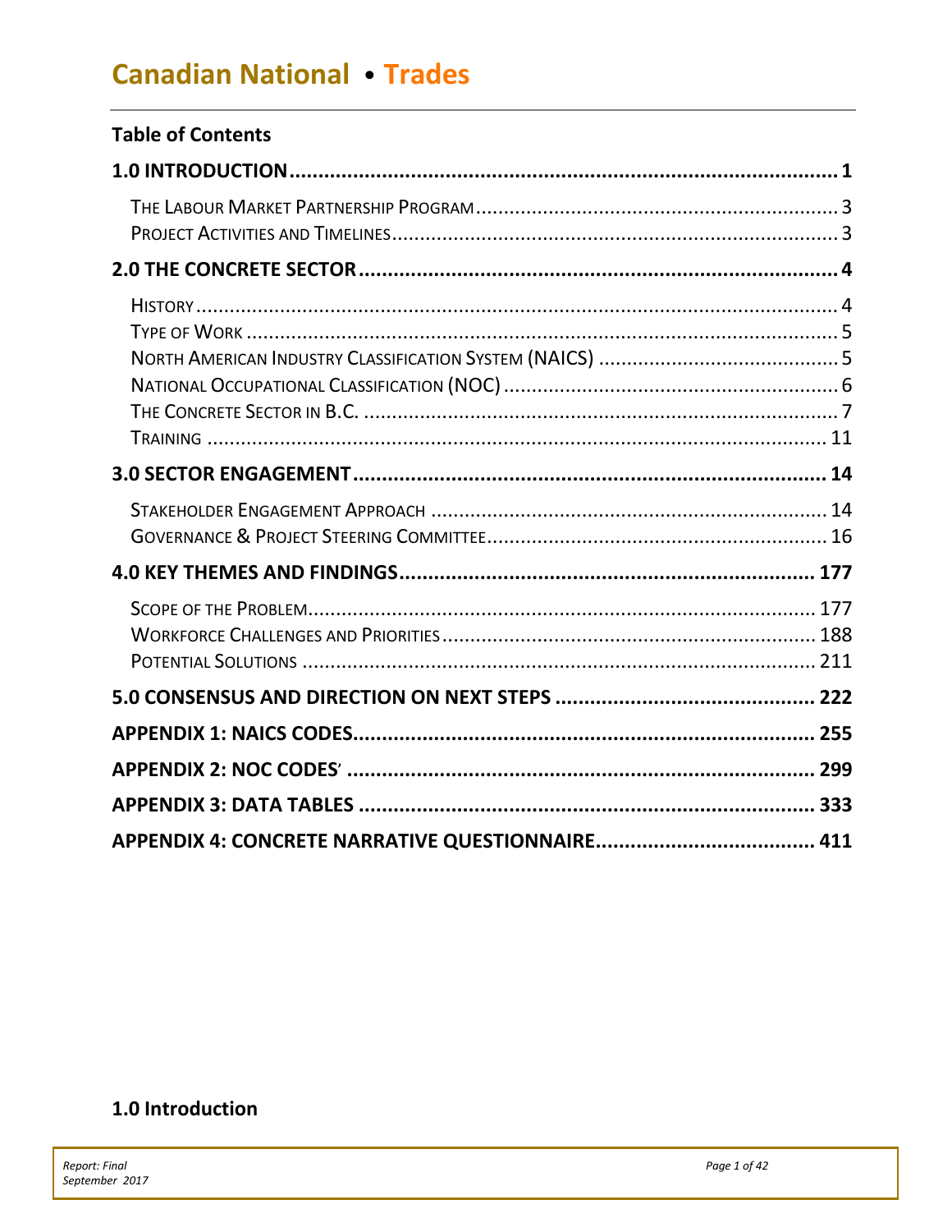# Canadian National • Trades

## Table of Contents

**1.0 INTRODUCTION** ........ **1**

- The Labour Market Partnership Program ........ 3
- Project Activities and Timelines ........ 3

**2.0 THE CONCRETE SECTOR** ........ **4**

- History ........ 4
- Type of Work ........ 5
- North American Industry Classification System (NAICS) ........ 5
- National Occupational Classification (NOC) ........ 6
- The Concrete Sector in B.C. ........ 7
- Training ........ 11

**3.0 SECTOR ENGAGEMENT** ........ **14**

- Stakeholder Engagement Approach ........ 14
- Governance & Project Steering Committee ........ 16

**4.0 KEY THEMES AND FINDINGS** ........ **177**

- Scope of the Problem ........ 177
- Workforce Challenges and Priorities ........ 188
- Potential Solutions ........ 211

**5.0 CONSENSUS AND DIRECTION ON NEXT STEPS** ........ **222**

**APPENDIX 1: NAICS CODES** ........ **255**

**APPENDIX 2: NOC CODES'** ........ **299**

**APPENDIX 3: DATA TABLES** ........ **333**

**APPENDIX 4: CONCRETE NARRATIVE QUESTIONNAIRE** ........ **411**

## 1.0 Introduction

*Report: Final*
*September 2017*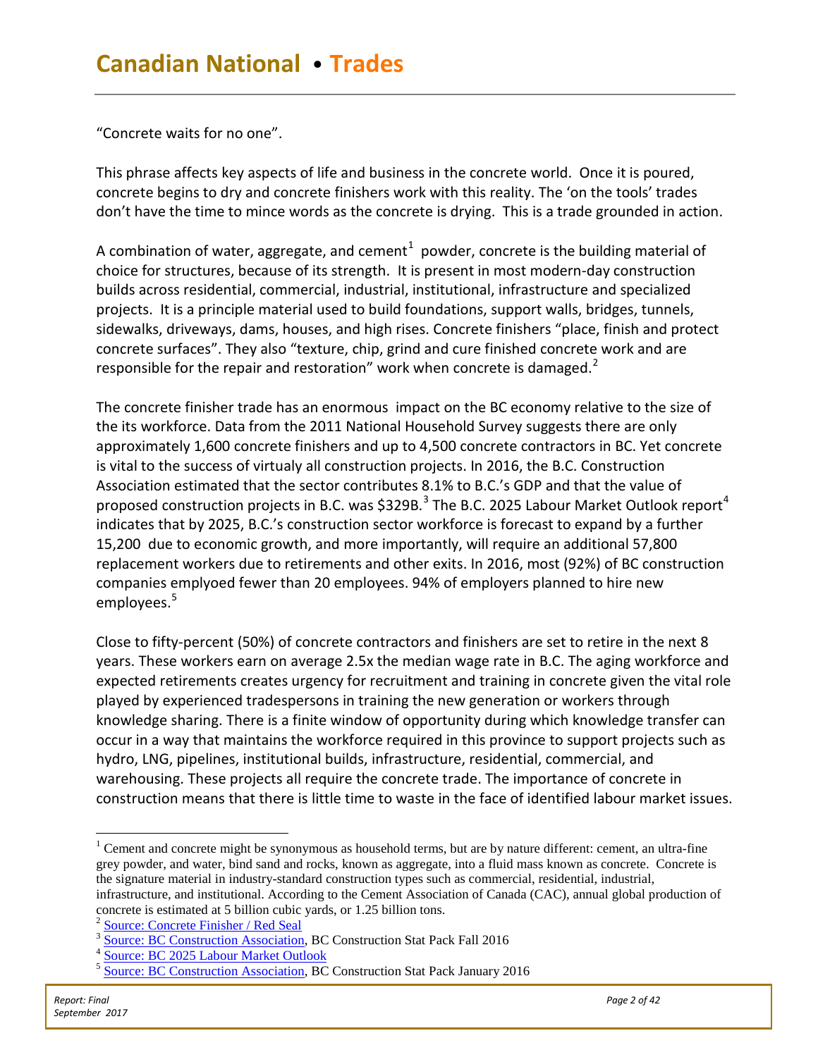"Concrete waits for no one".

This phrase affects key aspects of life and business in the concrete world. Once it is poured, concrete begins to dry and concrete finishers work with this reality. The 'on the tools' trades don't have the time to mince words as the concrete is drying. This is a trade grounded in action.

A combination of water, aggregate, and cement[1] powder, concrete is the building material of choice for structures, because of its strength. It is present in most modern-day construction builds across residential, commercial, industrial, institutional, infrastructure and specialized projects. It is a principle material used to build foundations, support walls, bridges, tunnels, sidewalks, driveways, dams, houses, and high rises. Concrete finishers "place, finish and protect concrete surfaces". They also "texture, chip, grind and cure finished concrete work and are responsible for the repair and restoration" work when concrete is damaged.[2]

The concrete finisher trade has an enormous impact on the BC economy relative to the size of the its workforce. Data from the 2011 National Household Survey suggests there are only approximately 1,600 concrete finishers and up to 4,500 concrete contractors in BC. Yet concrete is vital to the success of virtualy all construction projects. In 2016, the B.C. Construction Association estimated that the sector contributes 8.1% to B.C.'s GDP and that the value of proposed construction projects in B.C. was $329B.[3] The B.C. 2025 Labour Market Outlook report[4] indicates that by 2025, B.C.'s construction sector workforce is forecast to expand by a further 15,200 due to economic growth, and more importantly, will require an additional 57,800 replacement workers due to retirements and other exits. In 2016, most (92%) of BC construction companies emplyoed fewer than 20 employees. 94% of employers planned to hire new employees.[5]

Close to fifty-percent (50%) of concrete contractors and finishers are set to retire in the next 8 years. These workers earn on average 2.5x the median wage rate in B.C. The aging workforce and expected retirements creates urgency for recruitment and training in concrete given the vital role played by experienced tradespersons in training the new generation or workers through knowledge sharing. There is a finite window of opportunity during which knowledge transfer can occur in a way that maintains the workforce required in this province to support projects such as hydro, LNG, pipelines, institutional builds, infrastructure, residential, commercial, and warehousing. These projects all require the concrete trade. The importance of concrete in construction means that there is little time to waste in the face of identified labour market issues.

---

[1] Cement and concrete might be synonymous as household terms, but are by nature different: cement, an ultra-fine grey powder, and water, bind sand and rocks, known as aggregate, into a fluid mass known as concrete. Concrete is the signature material in industry-standard construction types such as commercial, residential, industrial, infrastructure, and institutional. According to the Cement Association of Canada (CAC), annual global production of concrete is estimated at 5 billion cubic yards, or 1.25 billion tons.

[2] Source: Concrete Finisher / Red Seal

[3] Source: BC Construction Association, BC Construction Stat Pack Fall 2016

[4] Source: BC 2025 Labour Market Outlook

[5] Source: BC Construction Association, BC Construction Stat Pack January 2016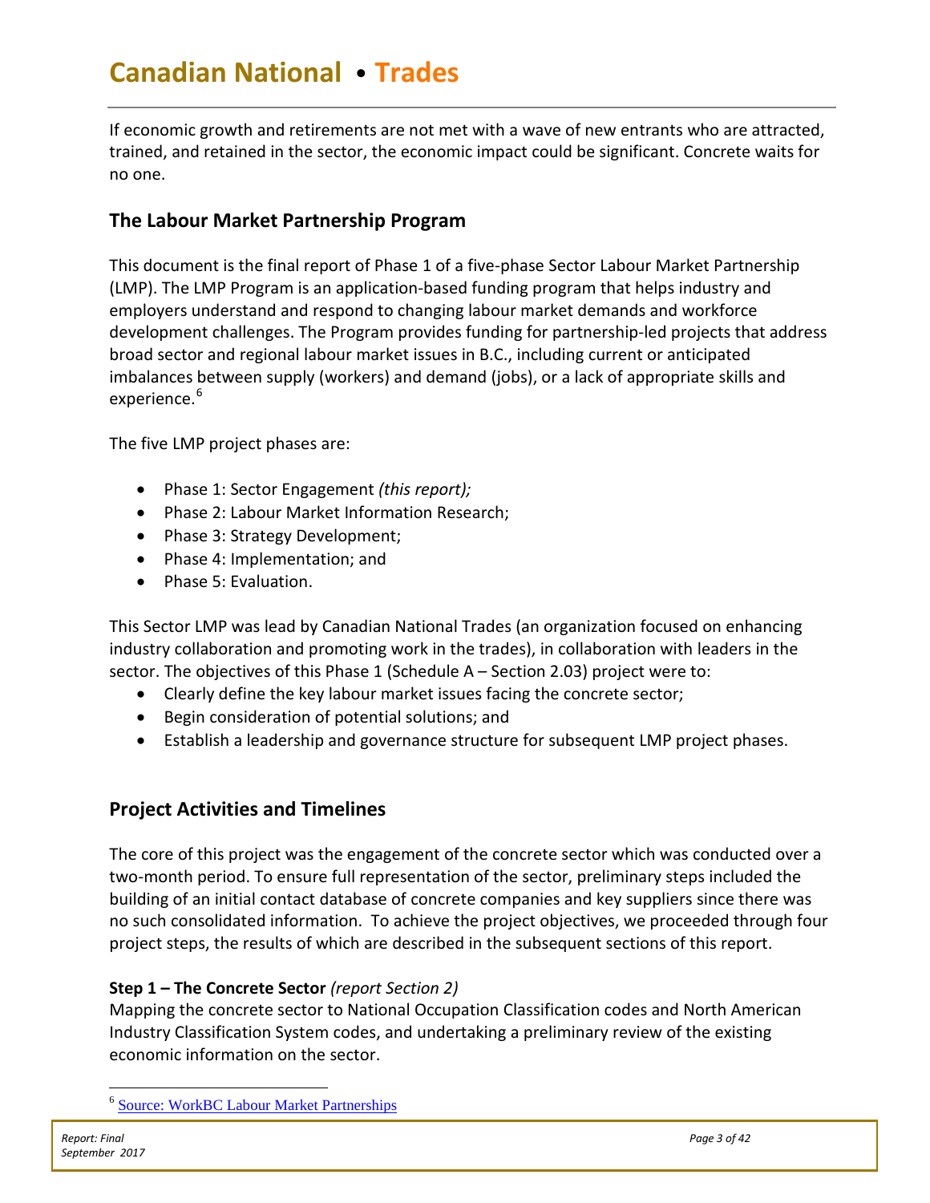If economic growth and retirements are not met with a wave of new entrants who are attracted, trained, and retained in the sector, the economic impact could be significant. Concrete waits for no one.

## The Labour Market Partnership Program

This document is the final report of Phase 1 of a five-phase Sector Labour Market Partnership (LMP). The LMP Program is an application-based funding program that helps industry and employers understand and respond to changing labour market demands and workforce development challenges. The Program provides funding for partnership-led projects that address broad sector and regional labour market issues in B.C., including current or anticipated imbalances between supply (workers) and demand (jobs), or a lack of appropriate skills and experience.[6]

The five LMP project phases are:

- Phase 1: Sector Engagement *(this report);*
- Phase 2: Labour Market Information Research;
- Phase 3: Strategy Development;
- Phase 4: Implementation; and
- Phase 5: Evaluation.

This Sector LMP was lead by Canadian National Trades (an organization focused on enhancing industry collaboration and promoting work in the trades), in collaboration with leaders in the sector. The objectives of this Phase 1 (Schedule A – Section 2.03) project were to:

- Clearly define the key labour market issues facing the concrete sector;
- Begin consideration of potential solutions; and
- Establish a leadership and governance structure for subsequent LMP project phases.

## Project Activities and Timelines

The core of this project was the engagement of the concrete sector which was conducted over a two-month period. To ensure full representation of the sector, preliminary steps included the building of an initial contact database of concrete companies and key suppliers since there was no such consolidated information. To achieve the project objectives, we proceeded through four project steps, the results of which are described in the subsequent sections of this report.

**Step 1 – The Concrete Sector** *(report Section 2)*
Mapping the concrete sector to National Occupation Classification codes and North American Industry Classification System codes, and undertaking a preliminary review of the existing economic information on the sector.

[6] Source: WorkBC Labour Market Partnerships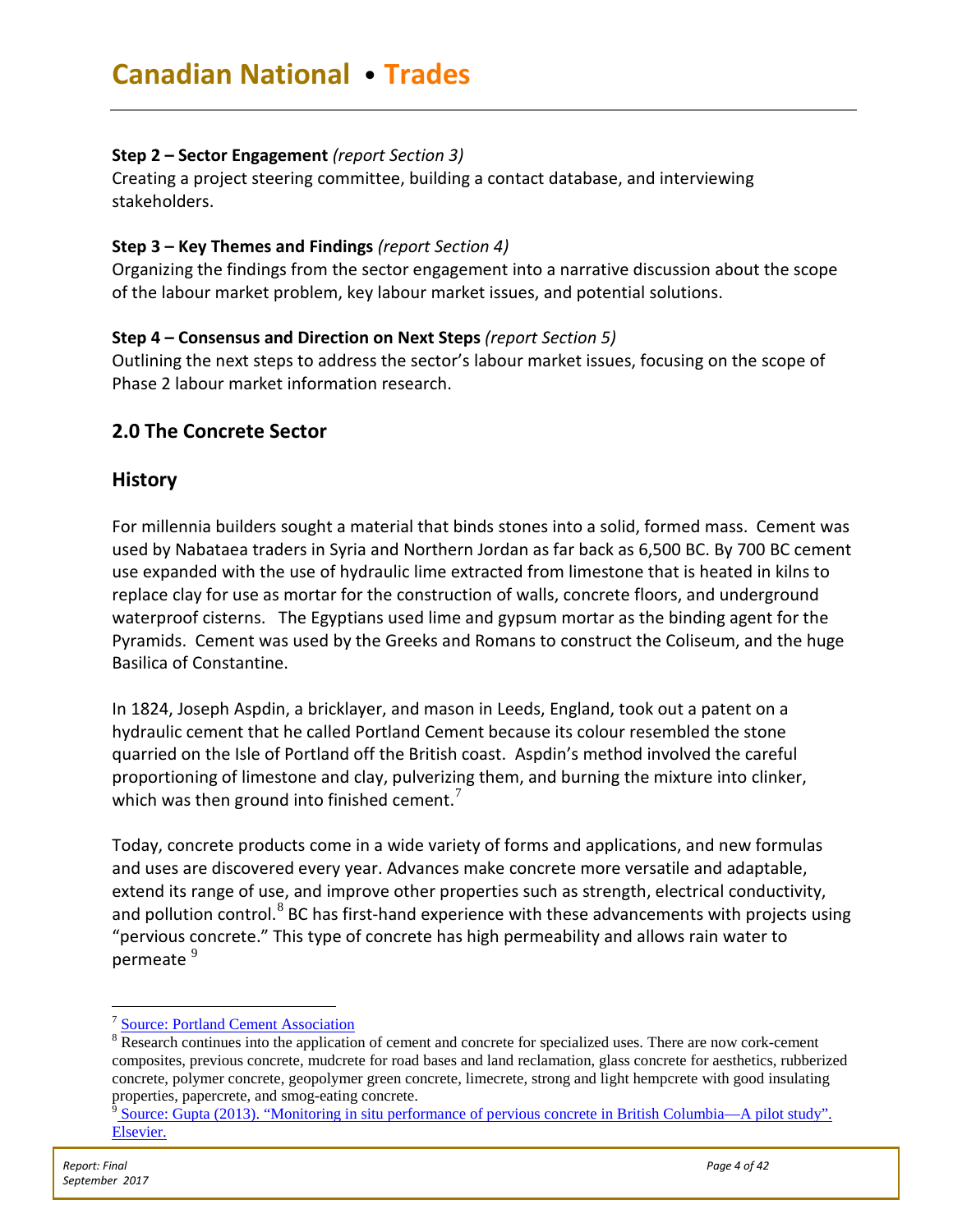**Step 2 – Sector Engagement** *(report Section 3)*
Creating a project steering committee, building a contact database, and interviewing stakeholders.

**Step 3 – Key Themes and Findings** *(report Section 4)*
Organizing the findings from the sector engagement into a narrative discussion about the scope of the labour market problem, key labour market issues, and potential solutions.

**Step 4 – Consensus and Direction on Next Steps** *(report Section 5)*
Outlining the next steps to address the sector's labour market issues, focusing on the scope of Phase 2 labour market information research.

## 2.0 The Concrete Sector

### History

For millennia builders sought a material that binds stones into a solid, formed mass. Cement was used by Nabataea traders in Syria and Northern Jordan as far back as 6,500 BC. By 700 BC cement use expanded with the use of hydraulic lime extracted from limestone that is heated in kilns to replace clay for use as mortar for the construction of walls, concrete floors, and underground waterproof cisterns. The Egyptians used lime and gypsum mortar as the binding agent for the Pyramids. Cement was used by the Greeks and Romans to construct the Coliseum, and the huge Basilica of Constantine.

In 1824, Joseph Aspdin, a bricklayer, and mason in Leeds, England, took out a patent on a hydraulic cement that he called Portland Cement because its colour resembled the stone quarried on the Isle of Portland off the British coast. Aspdin's method involved the careful proportioning of limestone and clay, pulverizing them, and burning the mixture into clinker, which was then ground into finished cement.[7]

Today, concrete products come in a wide variety of forms and applications, and new formulas and uses are discovered every year. Advances make concrete more versatile and adaptable, extend its range of use, and improve other properties such as strength, electrical conductivity, and pollution control.[8] BC has first-hand experience with these advancements with projects using "pervious concrete." This type of concrete has high permeability and allows rain water to permeate [9]

---

[7] Source: Portland Cement Association

[8] Research continues into the application of cement and concrete for specialized uses. There are now cork-cement composites, previous concrete, mudcrete for road bases and land reclamation, glass concrete for aesthetics, rubberized concrete, polymer concrete, geopolymer green concrete, limecrete, strong and light hempcrete with good insulating properties, papercrete, and smog-eating concrete.

[9] Source: Gupta (2013). "Monitoring in situ performance of pervious concrete in British Columbia—A pilot study". Elsevier.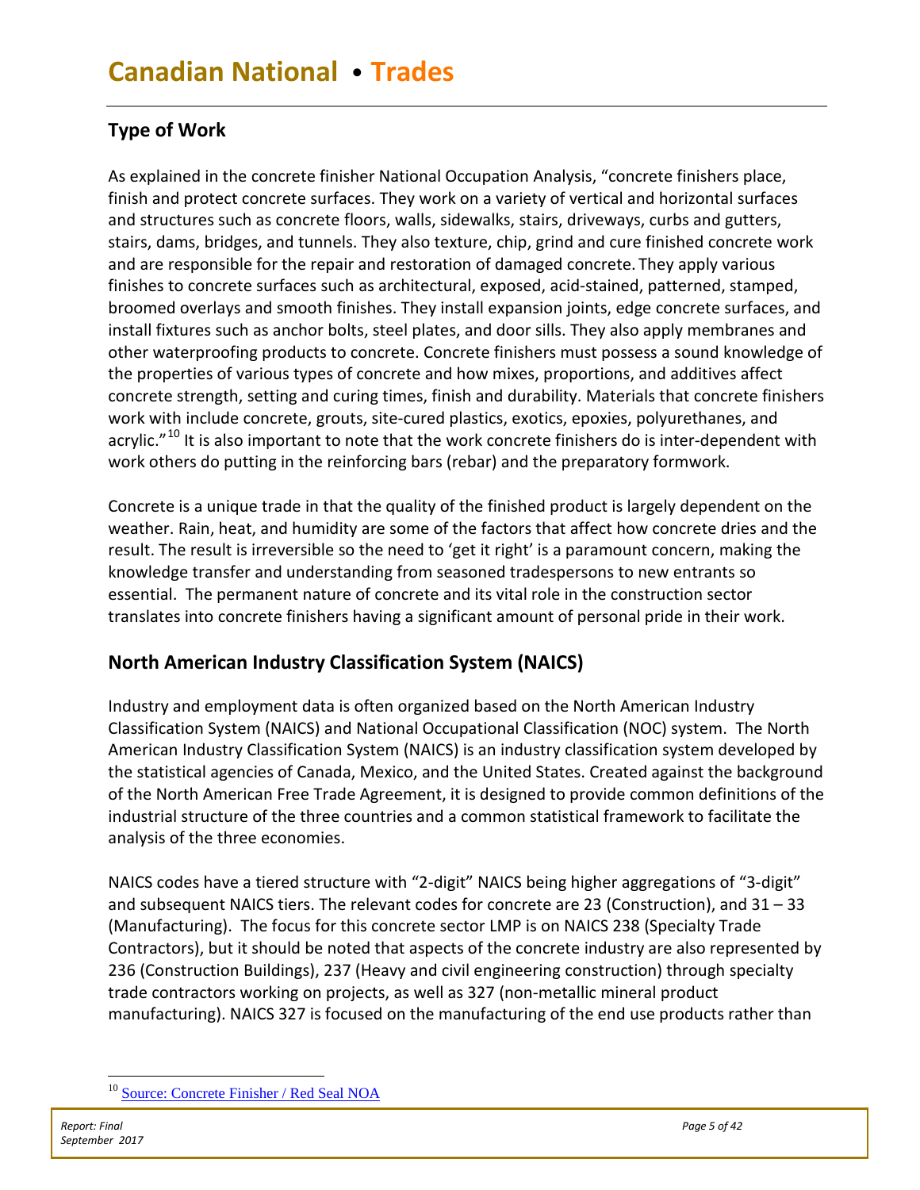## Type of Work

As explained in the concrete finisher National Occupation Analysis, "concrete finishers place, finish and protect concrete surfaces. They work on a variety of vertical and horizontal surfaces and structures such as concrete floors, walls, sidewalks, stairs, driveways, curbs and gutters, stairs, dams, bridges, and tunnels. They also texture, chip, grind and cure finished concrete work and are responsible for the repair and restoration of damaged concrete. They apply various finishes to concrete surfaces such as architectural, exposed, acid-stained, patterned, stamped, broomed overlays and smooth finishes. They install expansion joints, edge concrete surfaces, and install fixtures such as anchor bolts, steel plates, and door sills. They also apply membranes and other waterproofing products to concrete. Concrete finishers must possess a sound knowledge of the properties of various types of concrete and how mixes, proportions, and additives affect concrete strength, setting and curing times, finish and durability. Materials that concrete finishers work with include concrete, grouts, site-cured plastics, exotics, epoxies, polyurethanes, and acrylic."[10] It is also important to note that the work concrete finishers do is inter-dependent with work others do putting in the reinforcing bars (rebar) and the preparatory formwork.

Concrete is a unique trade in that the quality of the finished product is largely dependent on the weather. Rain, heat, and humidity are some of the factors that affect how concrete dries and the result. The result is irreversible so the need to 'get it right' is a paramount concern, making the knowledge transfer and understanding from seasoned tradespersons to new entrants so essential. The permanent nature of concrete and its vital role in the construction sector translates into concrete finishers having a significant amount of personal pride in their work.

## North American Industry Classification System (NAICS)

Industry and employment data is often organized based on the North American Industry Classification System (NAICS) and National Occupational Classification (NOC) system. The North American Industry Classification System (NAICS) is an industry classification system developed by the statistical agencies of Canada, Mexico, and the United States. Created against the background of the North American Free Trade Agreement, it is designed to provide common definitions of the industrial structure of the three countries and a common statistical framework to facilitate the analysis of the three economies.

NAICS codes have a tiered structure with "2-digit" NAICS being higher aggregations of "3-digit" and subsequent NAICS tiers. The relevant codes for concrete are 23 (Construction), and 31 – 33 (Manufacturing). The focus for this concrete sector LMP is on NAICS 238 (Specialty Trade Contractors), but it should be noted that aspects of the concrete industry are also represented by 236 (Construction Buildings), 237 (Heavy and civil engineering construction) through specialty trade contractors working on projects, as well as 327 (non-metallic mineral product manufacturing). NAICS 327 is focused on the manufacturing of the end use products rather than

---

[10] Source: Concrete Finisher / Red Seal NOA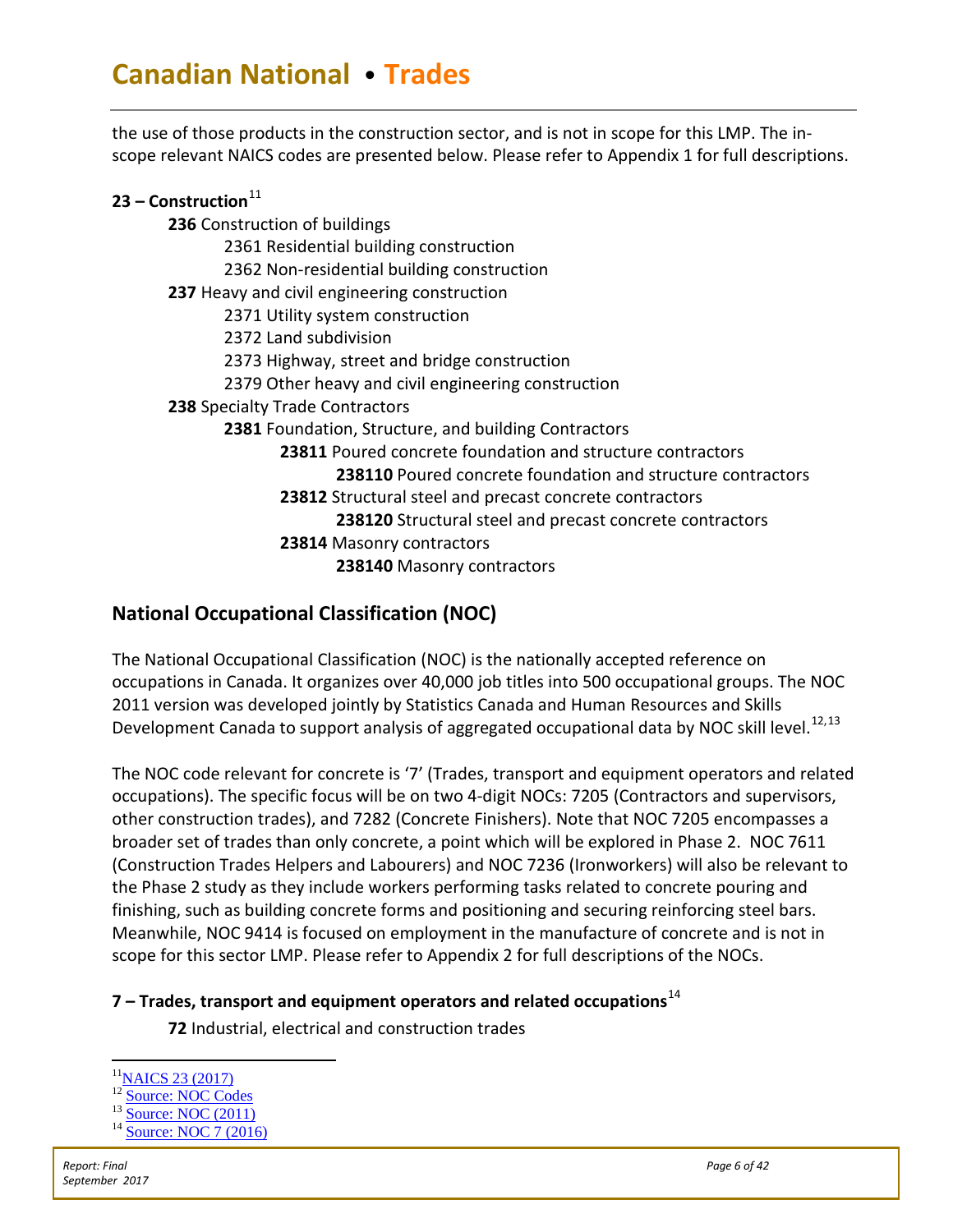the use of those products in the construction sector, and is not in scope for this LMP. The in-scope relevant NAICS codes are presented below. Please refer to Appendix 1 for full descriptions.

**23 – Construction**[11]

- **236** Construction of buildings
  - 2361 Residential building construction
  - 2362 Non-residential building construction
- **237** Heavy and civil engineering construction
  - 2371 Utility system construction
  - 2372 Land subdivision
  - 2373 Highway, street and bridge construction
  - 2379 Other heavy and civil engineering construction
- **238** Specialty Trade Contractors
  - **2381** Foundation, Structure, and building Contractors
    - **23811** Poured concrete foundation and structure contractors
      - **238110** Poured concrete foundation and structure contractors
    - **23812** Structural steel and precast concrete contractors
      - **238120** Structural steel and precast concrete contractors
    - **23814** Masonry contractors
      - **238140** Masonry contractors

## National Occupational Classification (NOC)

The National Occupational Classification (NOC) is the nationally accepted reference on occupations in Canada. It organizes over 40,000 job titles into 500 occupational groups. The NOC 2011 version was developed jointly by Statistics Canada and Human Resources and Skills Development Canada to support analysis of aggregated occupational data by NOC skill level.[12,13]

The NOC code relevant for concrete is '7' (Trades, transport and equipment operators and related occupations). The specific focus will be on two 4-digit NOCs: 7205 (Contractors and supervisors, other construction trades), and 7282 (Concrete Finishers). Note that NOC 7205 encompasses a broader set of trades than only concrete, a point which will be explored in Phase 2. NOC 7611 (Construction Trades Helpers and Labourers) and NOC 7236 (Ironworkers) will also be relevant to the Phase 2 study as they include workers performing tasks related to concrete pouring and finishing, such as building concrete forms and positioning and securing reinforcing steel bars. Meanwhile, NOC 9414 is focused on employment in the manufacture of concrete and is not in scope for this sector LMP. Please refer to Appendix 2 for full descriptions of the NOCs.

**7 – Trades, transport and equipment operators and related occupations**[14]

- **72** Industrial, electrical and construction trades

---

[11] NAICS 23 (2017)
[12] Source: NOC Codes
[13] Source: NOC (2011)
[14] Source: NOC 7 (2016)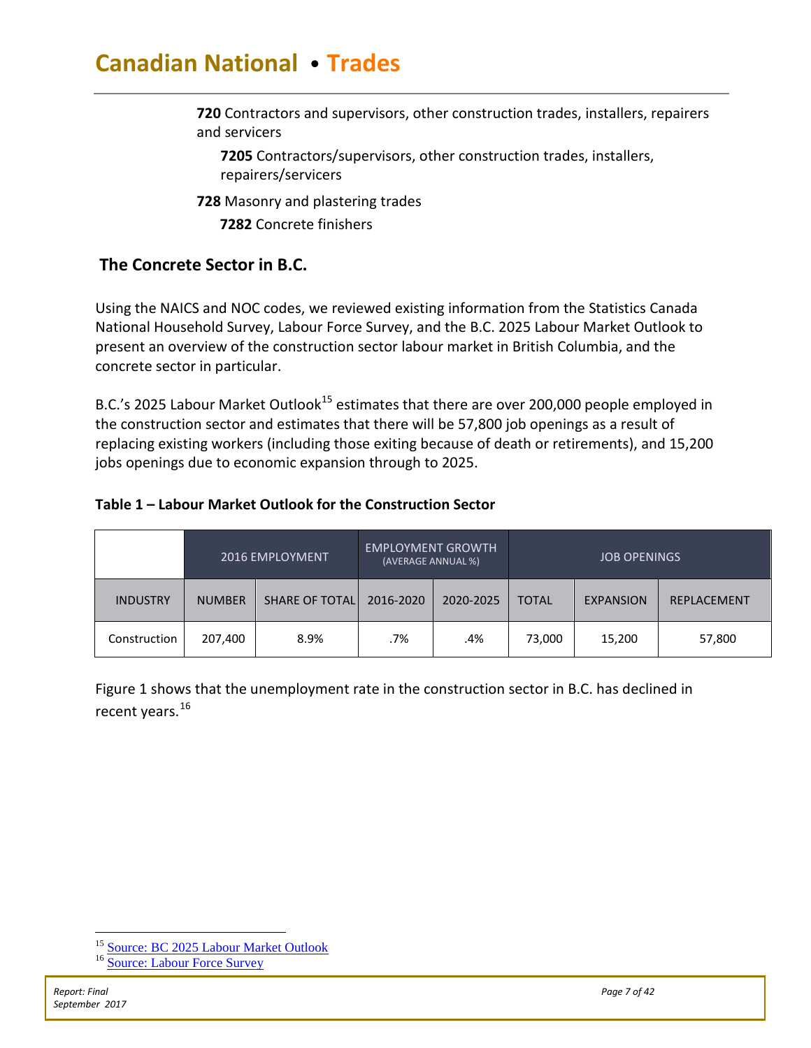**720** Contractors and supervisors, other construction trades, installers, repairers and servicers

**7205** Contractors/supervisors, other construction trades, installers, repairers/servicers

**728** Masonry and plastering trades

**7282** Concrete finishers

## The Concrete Sector in B.C.

Using the NAICS and NOC codes, we reviewed existing information from the Statistics Canada National Household Survey, Labour Force Survey, and the B.C. 2025 Labour Market Outlook to present an overview of the construction sector labour market in British Columbia, and the concrete sector in particular.

B.C.'s 2025 Labour Market Outlook[15] estimates that there are over 200,000 people employed in the construction sector and estimates that there will be 57,800 job openings as a result of replacing existing workers (including those exiting because of death or retirements), and 15,200 jobs openings due to economic expansion through to 2025.

**Table 1 – Labour Market Outlook for the Construction Sector**

| | 2016 EMPLOYMENT | | EMPLOYMENT GROWTH (AVERAGE ANNUAL %) | | JOB OPENINGS | | |
|---|---|---|---|---|---|---|---|
| INDUSTRY | NUMBER | SHARE OF TOTAL | 2016-2020 | 2020-2025 | TOTAL | EXPANSION | REPLACEMENT |
| Construction | 207,400 | 8.9% | .7% | .4% | 73,000 | 15,200 | 57,800 |

Figure 1 shows that the unemployment rate in the construction sector in B.C. has declined in recent years.[16]

[15] Source: BC 2025 Labour Market Outlook

[16] Source: Labour Force Survey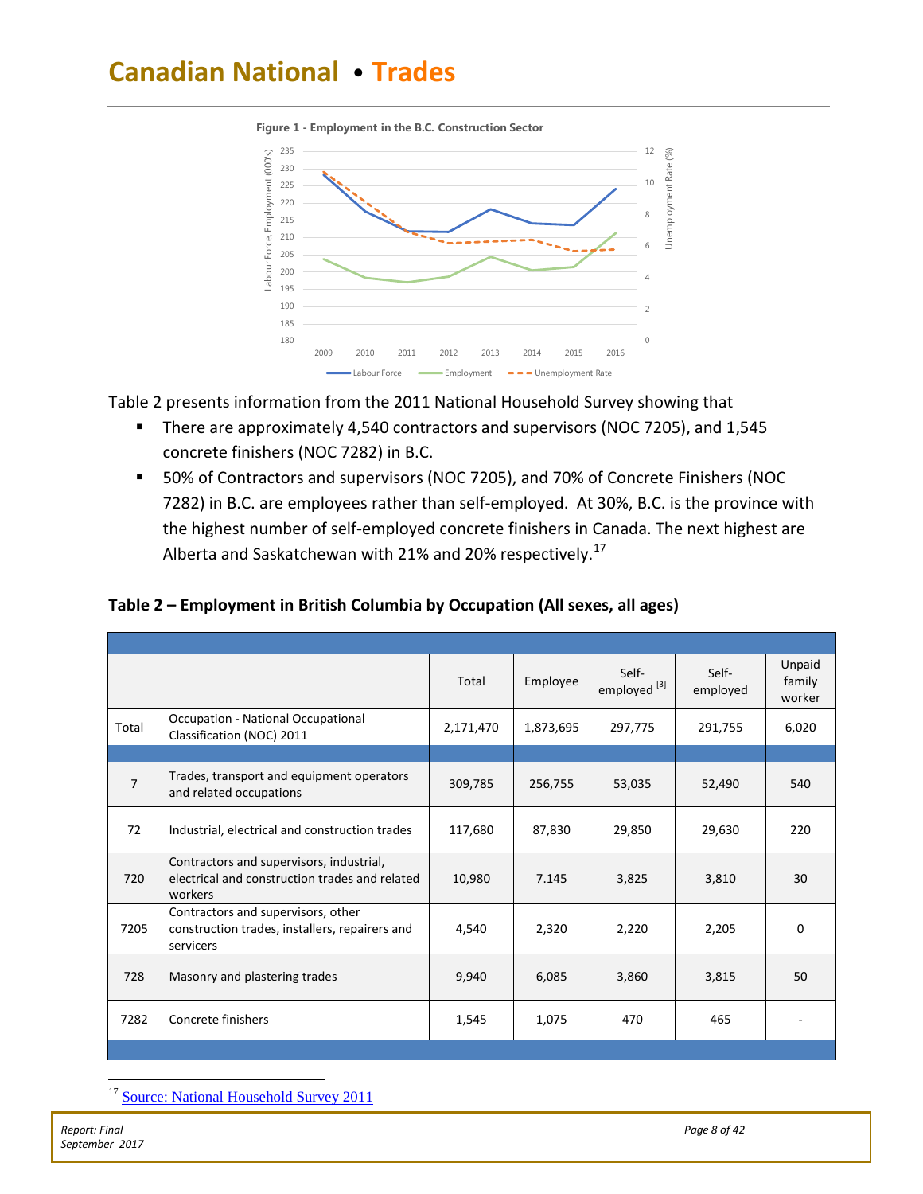**Figure 1 - Employment in the B.C. Construction Sector**

Table 2 presents information from the 2011 National Household Survey showing that

- There are approximately 4,540 contractors and supervisors (NOC 7205), and 1,545 concrete finishers (NOC 7282) in B.C.
- 50% of Contractors and supervisors (NOC 7205), and 70% of Concrete Finishers (NOC 7282) in B.C. are employees rather than self-employed. At 30%, B.C. is the province with the highest number of self-employed concrete finishers in Canada. The next highest are Alberta and Saskatchewan with 21% and 20% respectively.[17]

### Table 2 – Employment in British Columbia by Occupation (All sexes, all ages)

| | | Total | Employee | Self-employed [3] | Self-employed | Unpaid family worker |
|---|---|---|---|---|---|---|
| Total | Occupation - National Occupational Classification (NOC) 2011 | 2,171,470 | 1,873,695 | 297,775 | 291,755 | 6,020 |
| 7 | Trades, transport and equipment operators and related occupations | 309,785 | 256,755 | 53,035 | 52,490 | 540 |
| 72 | Industrial, electrical and construction trades | 117,680 | 87,830 | 29,850 | 29,630 | 220 |
| 720 | Contractors and supervisors, industrial, electrical and construction trades and related workers | 10,980 | 7.145 | 3,825 | 3,810 | 30 |
| 7205 | Contractors and supervisors, other construction trades, installers, repairers and servicers | 4,540 | 2,320 | 2,220 | 2,205 | 0 |
| 728 | Masonry and plastering trades | 9,940 | 6,085 | 3,860 | 3,815 | 50 |
| 7282 | Concrete finishers | 1,545 | 1,075 | 470 | 465 | - |

[17] Source: National Household Survey 2011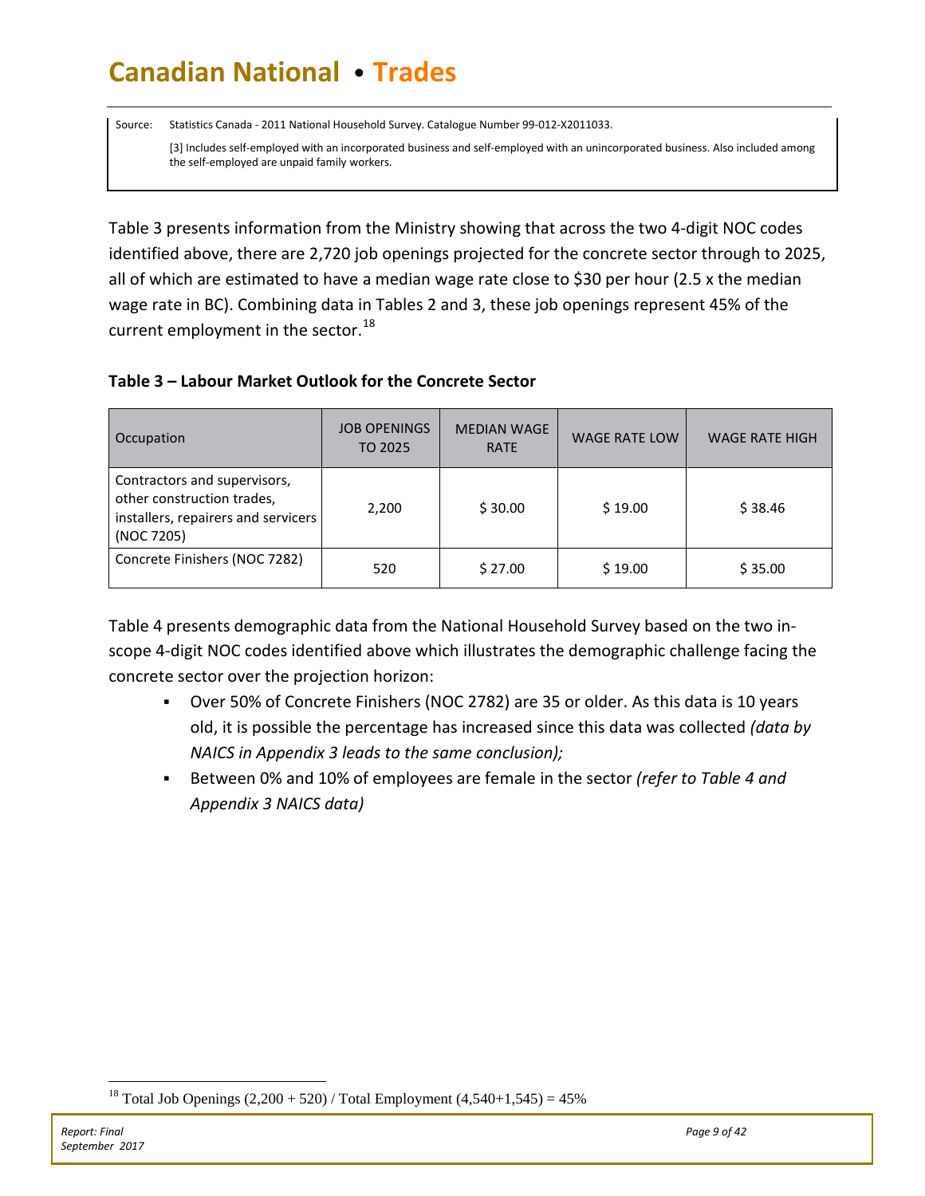Source: Statistics Canada - 2011 National Household Survey. Catalogue Number 99-012-X2011033.

[3] Includes self-employed with an incorporated business and self-employed with an unincorporated business. Also included among the self-employed are unpaid family workers.

Table 3 presents information from the Ministry showing that across the two 4-digit NOC codes identified above, there are 2,720 job openings projected for the concrete sector through to 2025, all of which are estimated to have a median wage rate close to $30 per hour (2.5 x the median wage rate in BC). Combining data in Tables 2 and 3, these job openings represent 45% of the current employment in the sector.[18]

**Table 3 – Labour Market Outlook for the Concrete Sector**

| Occupation | JOB OPENINGS TO 2025 | MEDIAN WAGE RATE | WAGE RATE LOW | WAGE RATE HIGH |
|---|---|---|---|---|
| Contractors and supervisors, other construction trades, installers, repairers and servicers (NOC 7205) | 2,200 | $ 30.00 | $ 19.00 | $ 38.46 |
| Concrete Finishers (NOC 7282) | 520 | $ 27.00 | $ 19.00 | $ 35.00 |

Table 4 presents demographic data from the National Household Survey based on the two in-scope 4-digit NOC codes identified above which illustrates the demographic challenge facing the concrete sector over the projection horizon:

- Over 50% of Concrete Finishers (NOC 2782) are 35 or older. As this data is 10 years old, it is possible the percentage has increased since this data was collected *(data by NAICS in Appendix 3 leads to the same conclusion);*
- Between 0% and 10% of employees are female in the sector *(refer to Table 4 and Appendix 3 NAICS data)*

[18] Total Job Openings (2,200 + 520) / Total Employment (4,540+1,545) = 45%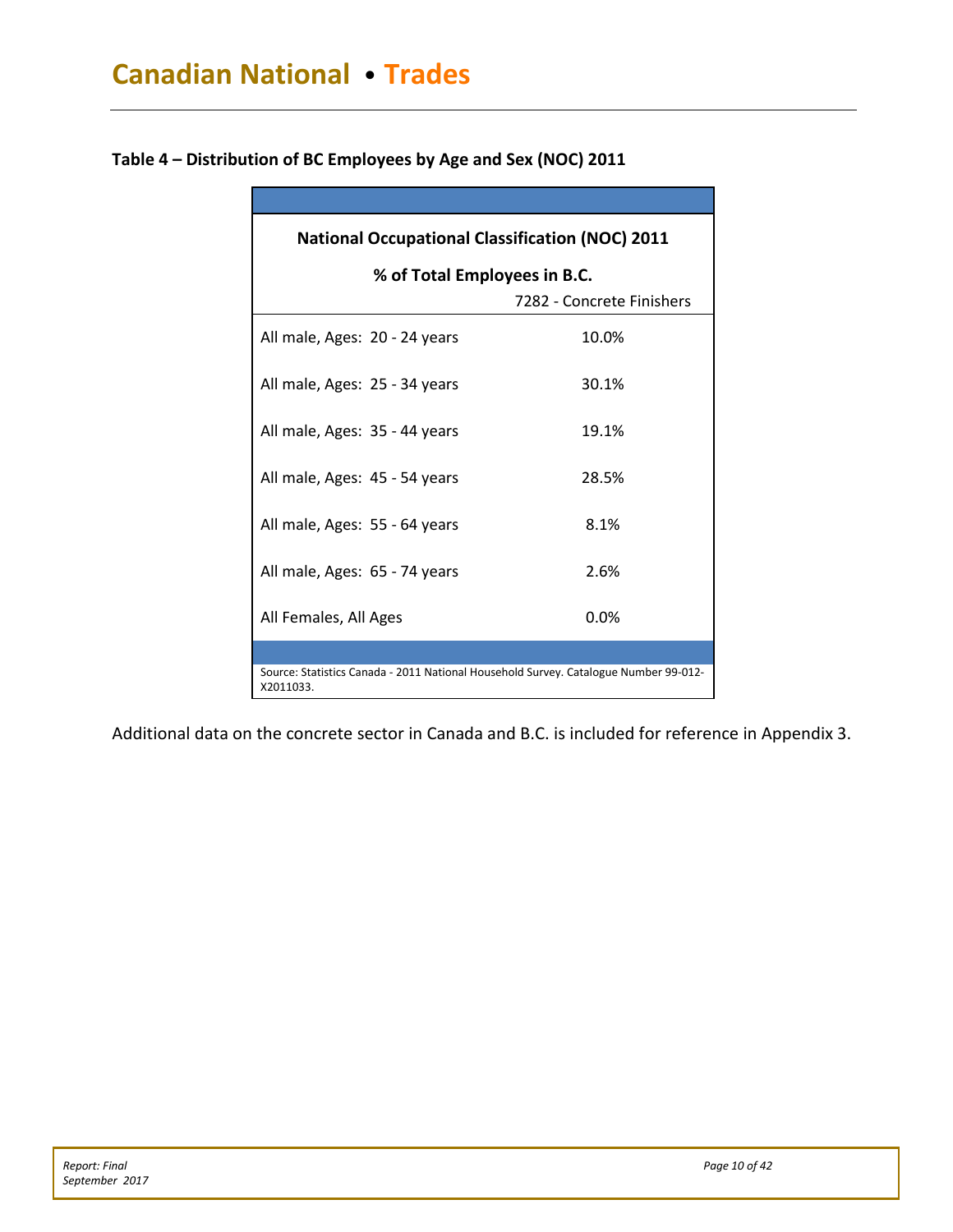**Table 4 – Distribution of BC Employees by Age and Sex (NOC) 2011**

| National Occupational Classification (NOC) 2011 % of Total Employees in B.C. | 7282 - Concrete Finishers |
|---|---|
| All male, Ages: 20 - 24 years | 10.0% |
| All male, Ages: 25 - 34 years | 30.1% |
| All male, Ages: 35 - 44 years | 19.1% |
| All male, Ages: 45 - 54 years | 28.5% |
| All male, Ages: 55 - 64 years | 8.1% |
| All male, Ages: 65 - 74 years | 2.6% |
| All Females, All Ages | 0.0% |

Source: Statistics Canada - 2011 National Household Survey. Catalogue Number 99-012-X2011033.

Additional data on the concrete sector in Canada and B.C. is included for reference in Appendix 3.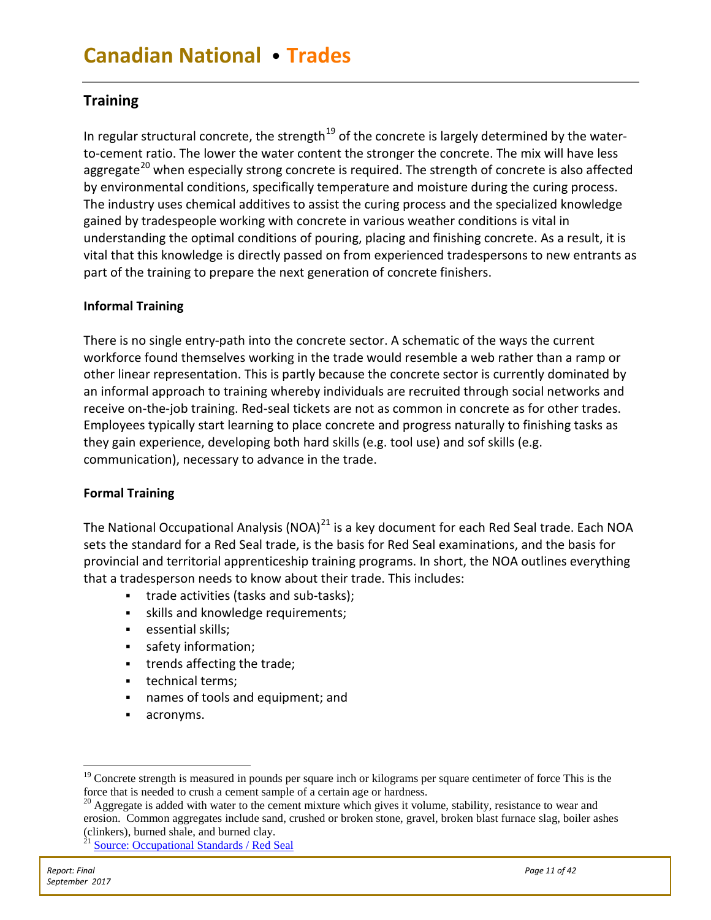## Training

In regular structural concrete, the strength[19] of the concrete is largely determined by the water-to-cement ratio. The lower the water content the stronger the concrete. The mix will have less aggregate[20] when especially strong concrete is required. The strength of concrete is also affected by environmental conditions, specifically temperature and moisture during the curing process. The industry uses chemical additives to assist the curing process and the specialized knowledge gained by tradespeople working with concrete in various weather conditions is vital in understanding the optimal conditions of pouring, placing and finishing concrete. As a result, it is vital that this knowledge is directly passed on from experienced tradespersons to new entrants as part of the training to prepare the next generation of concrete finishers.

### Informal Training

There is no single entry-path into the concrete sector. A schematic of the ways the current workforce found themselves working in the trade would resemble a web rather than a ramp or other linear representation. This is partly because the concrete sector is currently dominated by an informal approach to training whereby individuals are recruited through social networks and receive on-the-job training. Red-seal tickets are not as common in concrete as for other trades. Employees typically start learning to place concrete and progress naturally to finishing tasks as they gain experience, developing both hard skills (e.g. tool use) and sof skills (e.g. communication), necessary to advance in the trade.

### Formal Training

The National Occupational Analysis (NOA)[21] is a key document for each Red Seal trade. Each NOA sets the standard for a Red Seal trade, is the basis for Red Seal examinations, and the basis for provincial and territorial apprenticeship training programs. In short, the NOA outlines everything that a tradesperson needs to know about their trade. This includes:

- trade activities (tasks and sub-tasks);
- skills and knowledge requirements;
- essential skills;
- safety information;
- trends affecting the trade;
- technical terms;
- names of tools and equipment; and
- acronyms.

---

[19] Concrete strength is measured in pounds per square inch or kilograms per square centimeter of force This is the force that is needed to crush a cement sample of a certain age or hardness.

[20] Aggregate is added with water to the cement mixture which gives it volume, stability, resistance to wear and erosion. Common aggregates include sand, crushed or broken stone, gravel, broken blast furnace slag, boiler ashes (clinkers), burned shale, and burned clay.

[21] Source: Occupational Standards / Red Seal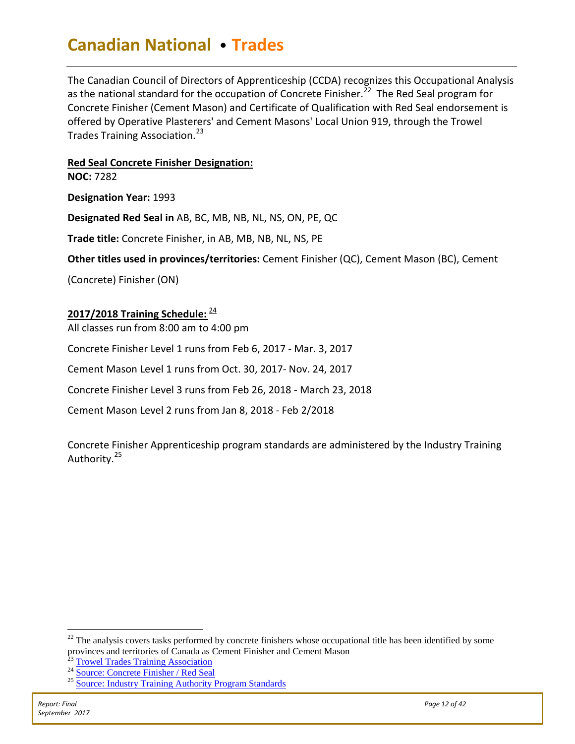# Canadian National • Trades

The Canadian Council of Directors of Apprenticeship (CCDA) recognizes this Occupational Analysis as the national standard for the occupation of Concrete Finisher.[22] The Red Seal program for Concrete Finisher (Cement Mason) and Certificate of Qualification with Red Seal endorsement is offered by Operative Plasterers' and Cement Masons' Local Union 919, through the Trowel Trades Training Association.[23]

**Red Seal Concrete Finisher Designation:**

**NOC:** 7282

**Designation Year:** 1993

**Designated Red Seal in** AB, BC, MB, NB, NL, NS, ON, PE, QC

**Trade title:** Concrete Finisher, in AB, MB, NB, NL, NS, PE

**Other titles used in provinces/territories:** Cement Finisher (QC), Cement Mason (BC), Cement (Concrete) Finisher (ON)

**2017/2018 Training Schedule:** [24]

All classes run from 8:00 am to 4:00 pm

Concrete Finisher Level 1 runs from Feb 6, 2017 - Mar. 3, 2017

Cement Mason Level 1 runs from Oct. 30, 2017- Nov. 24, 2017

Concrete Finisher Level 3 runs from Feb 26, 2018 - March 23, 2018

Cement Mason Level 2 runs from Jan 8, 2018 - Feb 2/2018

Concrete Finisher Apprenticeship program standards are administered by the Industry Training Authority.[25]

---

[22] The analysis covers tasks performed by concrete finishers whose occupational title has been identified by some provinces and territories of Canada as Cement Finisher and Cement Mason

[23] Trowel Trades Training Association

[24] Source: Concrete Finisher / Red Seal

[25] Source: Industry Training Authority Program Standards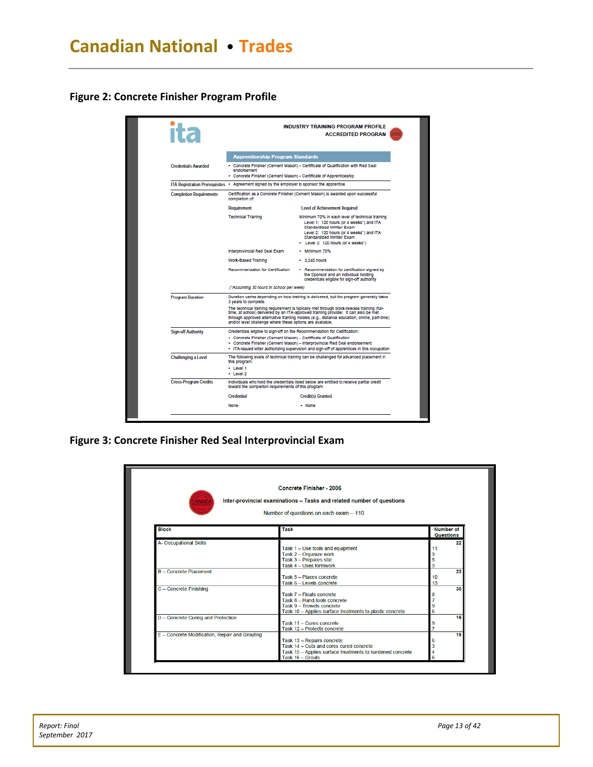## Figure 2: Concrete Finisher Program Profile

**INDUSTRY TRAINING PROGRAM PROFILE**
**ACCREDITED PROGRAM**

| | Apprenticeship Program Standards | |
|---|---|---|
| Credentials Awarded | • Concrete Finisher (Cement Mason) – Certificate of Qualification with Red Seal endorsement<br>• Concrete Finisher (Cement Mason) – Certificate of Apprenticeship | |
| ITA Registration Prerequisites | • Agreement signed by the employer to sponsor the apprentice | |
| Completion Requirements | Certification as a Concrete Finisher (Cement Mason) is awarded upon successful completion of: | |
| | **Requirement** | **Level of Achievement Required** |
| | Technical Training | Minimum 70% in each level of technical training:<br>Level 1: 120 hours (or 4 weeks*) and ITA Standardized Written Exam<br>Level 2: 120 hours (or 4 weeks*) and ITA Standardized Written Exam<br>• Level 3: 120 hours (or 4 weeks*) |
| | Interprovincial Red Seal Exam | • Minimum 70% |
| | Work-Based Training | • 3,240 hours |
| | Recommendation for Certification | • Recommendation for certification signed by the Sponsor and an individual holding credentials eligible for sign-off authority |
| | (*Assuming 30 hours in school per week) | |
| Program Duration | Duration varies depending on how training is delivered, but the program generally takes 3 years to complete.<br>The technical training requirement is typically met through block-release training (full-time, at school) delivered by an ITA-approved training provider. It can also be met through approved alternative training models (e.g., distance education, online, part-time) and/or level challenge where these options are available. | |
| Sign-off Authority | Credentials eligible to sign-off on the Recommendation for Certification:<br>• Concrete Finisher (Cement Mason) – Certificate of Qualification<br>• Concrete Finisher (Cement Mason) – Interprovincial Red Seal endorsement<br>• ITA-issued letter authorizing supervision and sign-off of apprentices in this occupation | |
| Challenging a Level | The following levels of technical training can be challenged for advanced placement in this program:<br>• Level 1<br>• Level 2 | |
| Cross-Program Credits | Individuals who hold the credentials listed below are entitled to receive partial credit toward the completion requirements of this program | |
| | **Credential** | **Credit(s) Granted** |
| | None | • None |

## Figure 3: Concrete Finisher Red Seal Interprovincial Exam

**Concrete Finisher - 2006**

**Inter-provincial examinations – Tasks and related number of questions**

Number of questions on each exam – 110

| Block | Task | Number of Questions |
|---|---|---|
| A- Occupational Skills | | 22 |
| | Task 1 – Use tools and equipment | 11 |
| | Task 2 – Organize work | 3 |
| | Task 3 – Prepares site | 5 |
| | Task 4 – Uses formwork | 3 |
| B – Concrete Placement | | 23 |
| | Task 5 – Places concrete | 10 |
| | Task 6 – Levels concrete | 13 |
| C – Concrete Finishing | | 30 |
| | Task 7 – Floats concrete | 8 |
| | Task 8 – Hand-tools concrete | 7 |
| | Task 9 – Trowels concrete | 9 |
| | Task 10 – Applies surface treatments to plastic concrete | 6 |
| D – Concrete Curing and Protection | | 16 |
| | Task 11 – Cures concrete | 9 |
| | Task 12 – Protects concrete | 7 |
| E – Concrete Modification, Repair and Grouting | | 19 |
| | Task 13 – Repairs concrete | 6 |
| | Task 14 – Cuts and cores cured concrete | 3 |
| | Task 15 – Applies surface treatments to hardened concrete | 4 |
| | Task 16 – Grouts | 6 |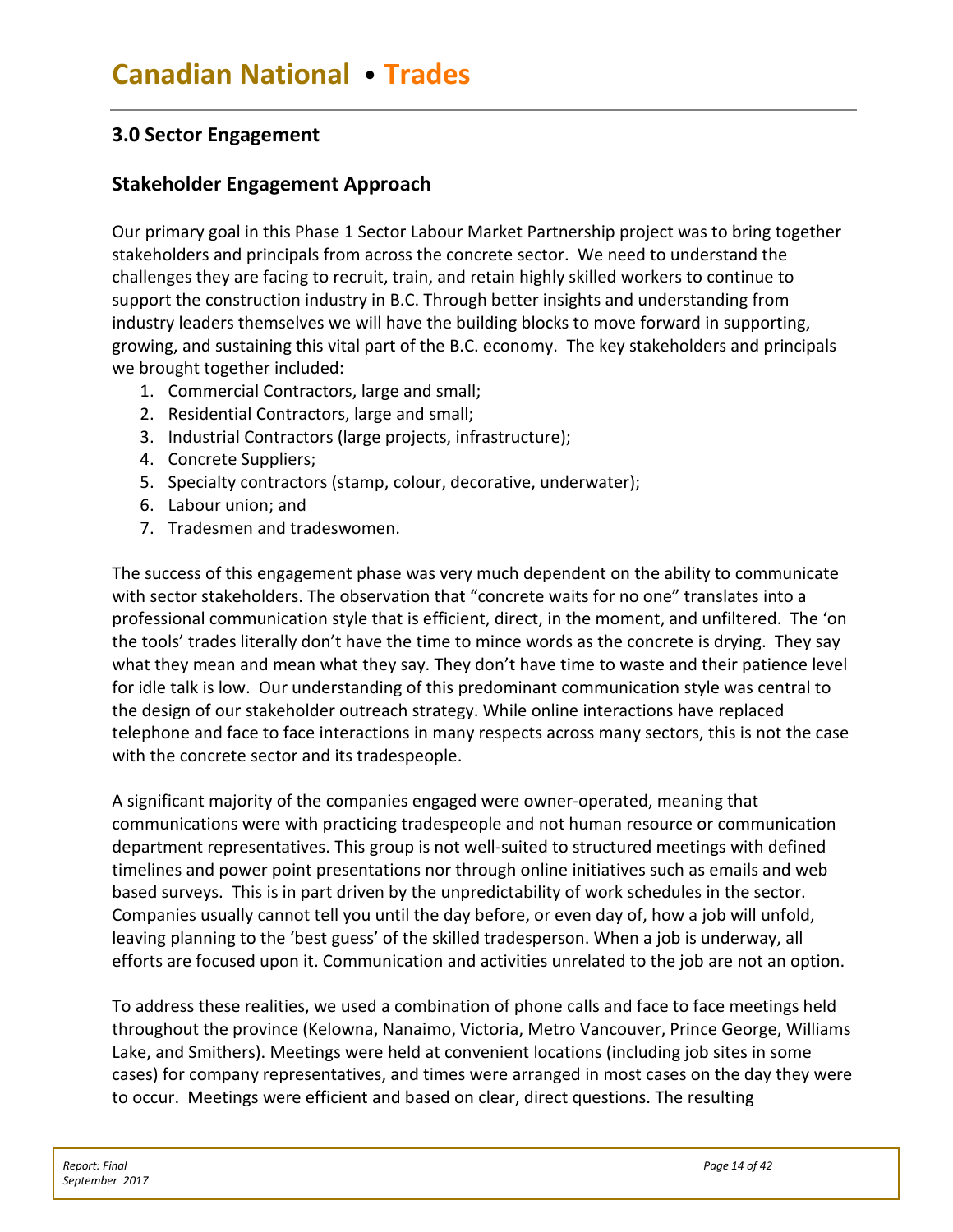## 3.0 Sector Engagement

### Stakeholder Engagement Approach

Our primary goal in this Phase 1 Sector Labour Market Partnership project was to bring together stakeholders and principals from across the concrete sector. We need to understand the challenges they are facing to recruit, train, and retain highly skilled workers to continue to support the construction industry in B.C. Through better insights and understanding from industry leaders themselves we will have the building blocks to move forward in supporting, growing, and sustaining this vital part of the B.C. economy. The key stakeholders and principals we brought together included:

1. Commercial Contractors, large and small;
2. Residential Contractors, large and small;
3. Industrial Contractors (large projects, infrastructure);
4. Concrete Suppliers;
5. Specialty contractors (stamp, colour, decorative, underwater);
6. Labour union; and
7. Tradesmen and tradeswomen.

The success of this engagement phase was very much dependent on the ability to communicate with sector stakeholders. The observation that "concrete waits for no one" translates into a professional communication style that is efficient, direct, in the moment, and unfiltered. The 'on the tools' trades literally don't have the time to mince words as the concrete is drying. They say what they mean and mean what they say. They don't have time to waste and their patience level for idle talk is low. Our understanding of this predominant communication style was central to the design of our stakeholder outreach strategy. While online interactions have replaced telephone and face to face interactions in many respects across many sectors, this is not the case with the concrete sector and its tradespeople.

A significant majority of the companies engaged were owner-operated, meaning that communications were with practicing tradespeople and not human resource or communication department representatives. This group is not well-suited to structured meetings with defined timelines and power point presentations nor through online initiatives such as emails and web based surveys. This is in part driven by the unpredictability of work schedules in the sector. Companies usually cannot tell you until the day before, or even day of, how a job will unfold, leaving planning to the 'best guess' of the skilled tradesperson. When a job is underway, all efforts are focused upon it. Communication and activities unrelated to the job are not an option.

To address these realities, we used a combination of phone calls and face to face meetings held throughout the province (Kelowna, Nanaimo, Victoria, Metro Vancouver, Prince George, Williams Lake, and Smithers). Meetings were held at convenient locations (including job sites in some cases) for company representatives, and times were arranged in most cases on the day they were to occur. Meetings were efficient and based on clear, direct questions. The resulting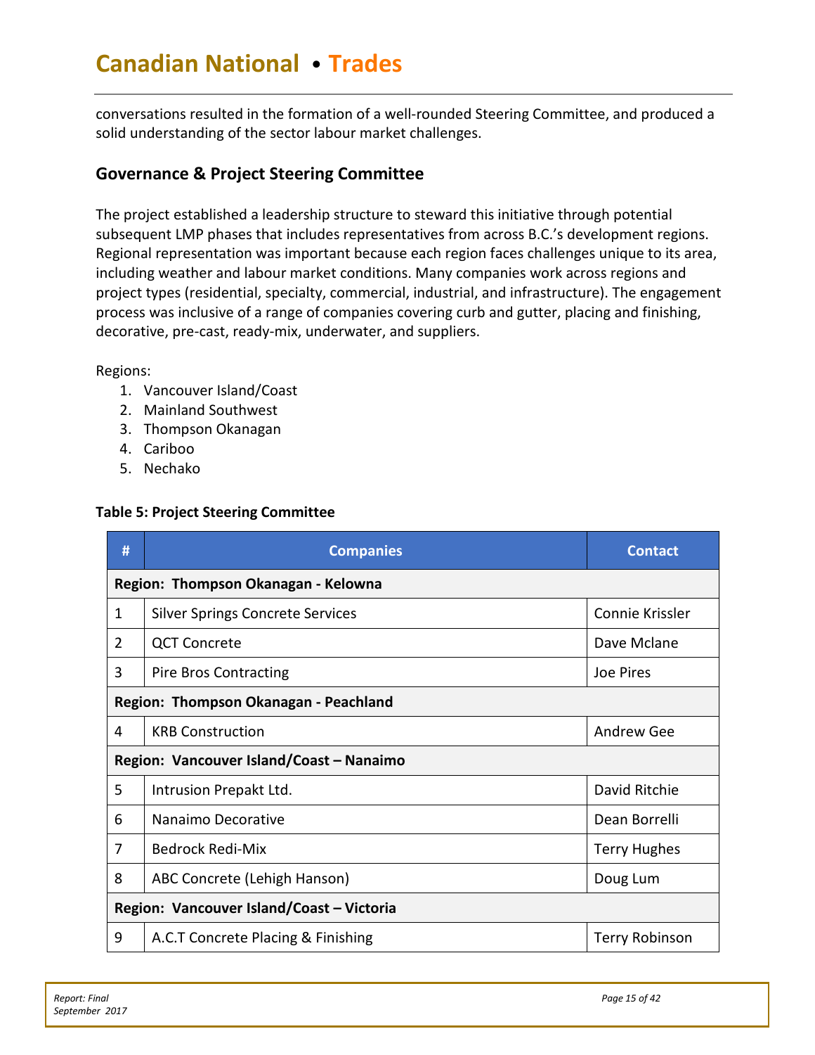conversations resulted in the formation of a well-rounded Steering Committee, and produced a solid understanding of the sector labour market challenges.

## Governance & Project Steering Committee

The project established a leadership structure to steward this initiative through potential subsequent LMP phases that includes representatives from across B.C.'s development regions. Regional representation was important because each region faces challenges unique to its area, including weather and labour market conditions. Many companies work across regions and project types (residential, specialty, commercial, industrial, and infrastructure). The engagement process was inclusive of a range of companies covering curb and gutter, placing and finishing, decorative, pre-cast, ready-mix, underwater, and suppliers.

Regions:

1. Vancouver Island/Coast
2. Mainland Southwest
3. Thompson Okanagan
4. Cariboo
5. Nechako

**Table 5: Project Steering Committee**

| # | Companies | Contact |
|---|---|---|
| **Region: Thompson Okanagan - Kelowna** | | |
| 1 | Silver Springs Concrete Services | Connie Krissler |
| 2 | QCT Concrete | Dave Mclane |
| 3 | Pire Bros Contracting | Joe Pires |
| **Region: Thompson Okanagan - Peachland** | | |
| 4 | KRB Construction | Andrew Gee |
| **Region: Vancouver Island/Coast – Nanaimo** | | |
| 5 | Intrusion Prepakt Ltd. | David Ritchie |
| 6 | Nanaimo Decorative | Dean Borrelli |
| 7 | Bedrock Redi-Mix | Terry Hughes |
| 8 | ABC Concrete (Lehigh Hanson) | Doug Lum |
| **Region: Vancouver Island/Coast – Victoria** | | |
| 9 | A.C.T Concrete Placing & Finishing | Terry Robinson |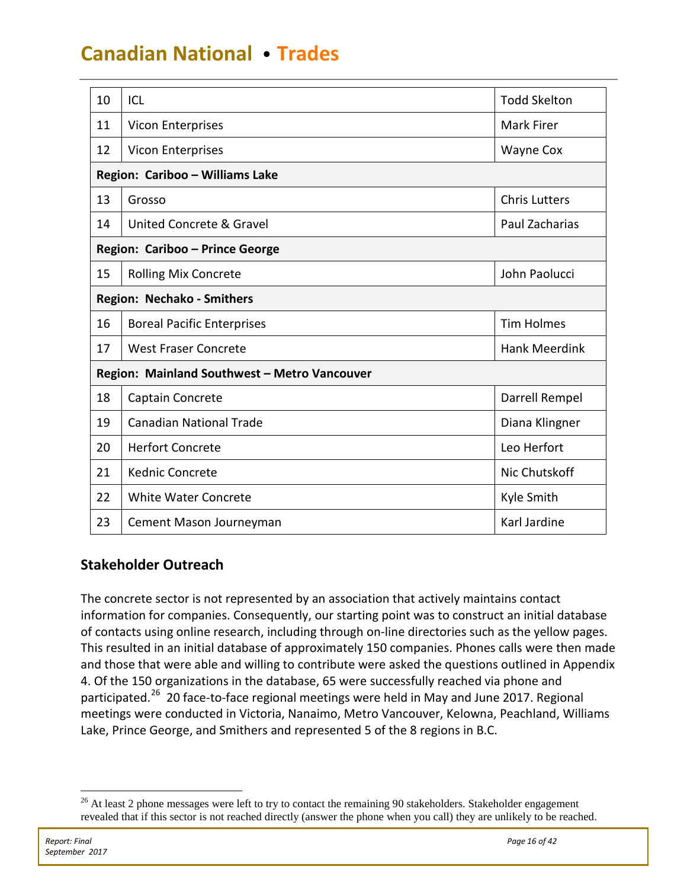| | | |
|---|---|---|
| 10 | ICL | Todd Skelton |
| 11 | Vicon Enterprises | Mark Firer |
| 12 | Vicon Enterprises | Wayne Cox |
| **Region: Cariboo – Williams Lake** | | |
| 13 | Grosso | Chris Lutters |
| 14 | United Concrete & Gravel | Paul Zacharias |
| **Region: Cariboo – Prince George** | | |
| 15 | Rolling Mix Concrete | John Paolucci |
| **Region: Nechako - Smithers** | | |
| 16 | Boreal Pacific Enterprises | Tim Holmes |
| 17 | West Fraser Concrete | Hank Meerdink |
| **Region: Mainland Southwest – Metro Vancouver** | | |
| 18 | Captain Concrete | Darrell Rempel |
| 19 | Canadian National Trade | Diana Klingner |
| 20 | Herfort Concrete | Leo Herfort |
| 21 | Kednic Concrete | Nic Chutskoff |
| 22 | White Water Concrete | Kyle Smith |
| 23 | Cement Mason Journeyman | Karl Jardine |

## Stakeholder Outreach

The concrete sector is not represented by an association that actively maintains contact information for companies. Consequently, our starting point was to construct an initial database of contacts using online research, including through on-line directories such as the yellow pages. This resulted in an initial database of approximately 150 companies. Phones calls were then made and those that were able and willing to contribute were asked the questions outlined in Appendix 4. Of the 150 organizations in the database, 65 were successfully reached via phone and participated.[26] 20 face-to-face regional meetings were held in May and June 2017. Regional meetings were conducted in Victoria, Nanaimo, Metro Vancouver, Kelowna, Peachland, Williams Lake, Prince George, and Smithers and represented 5 of the 8 regions in B.C.

[26] At least 2 phone messages were left to try to contact the remaining 90 stakeholders. Stakeholder engagement revealed that if this sector is not reached directly (answer the phone when you call) they are unlikely to be reached.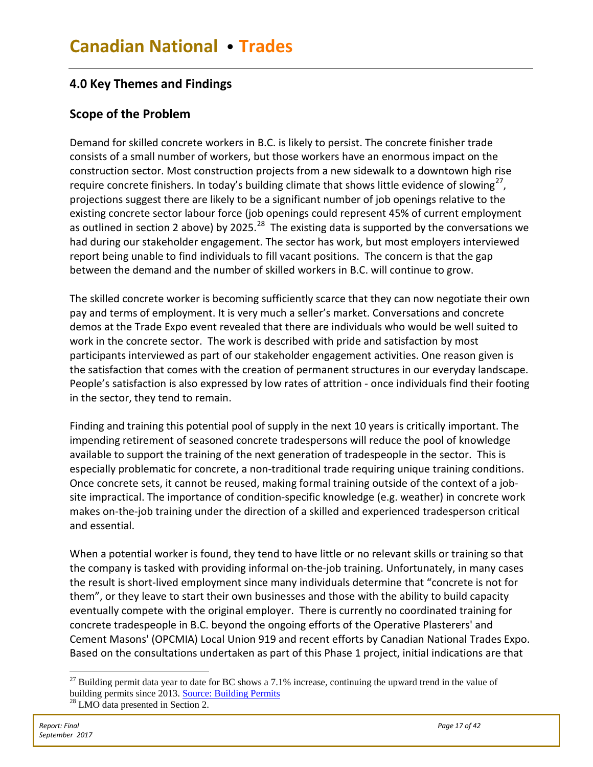## 4.0 Key Themes and Findings

## Scope of the Problem

Demand for skilled concrete workers in B.C. is likely to persist. The concrete finisher trade consists of a small number of workers, but those workers have an enormous impact on the construction sector. Most construction projects from a new sidewalk to a downtown high rise require concrete finishers. In today's building climate that shows little evidence of slowing[27], projections suggest there are likely to be a significant number of job openings relative to the existing concrete sector labour force (job openings could represent 45% of current employment as outlined in section 2 above) by 2025.[28] The existing data is supported by the conversations we had during our stakeholder engagement. The sector has work, but most employers interviewed report being unable to find individuals to fill vacant positions. The concern is that the gap between the demand and the number of skilled workers in B.C. will continue to grow.

The skilled concrete worker is becoming sufficiently scarce that they can now negotiate their own pay and terms of employment. It is very much a seller's market. Conversations and concrete demos at the Trade Expo event revealed that there are individuals who would be well suited to work in the concrete sector. The work is described with pride and satisfaction by most participants interviewed as part of our stakeholder engagement activities. One reason given is the satisfaction that comes with the creation of permanent structures in our everyday landscape. People's satisfaction is also expressed by low rates of attrition - once individuals find their footing in the sector, they tend to remain.

Finding and training this potential pool of supply in the next 10 years is critically important. The impending retirement of seasoned concrete tradespersons will reduce the pool of knowledge available to support the training of the next generation of tradespeople in the sector. This is especially problematic for concrete, a non-traditional trade requiring unique training conditions. Once concrete sets, it cannot be reused, making formal training outside of the context of a job-site impractical. The importance of condition-specific knowledge (e.g. weather) in concrete work makes on-the-job training under the direction of a skilled and experienced tradesperson critical and essential.

When a potential worker is found, they tend to have little or no relevant skills or training so that the company is tasked with providing informal on-the-job training. Unfortunately, in many cases the result is short-lived employment since many individuals determine that "concrete is not for them", or they leave to start their own businesses and those with the ability to build capacity eventually compete with the original employer. There is currently no coordinated training for concrete tradespeople in B.C. beyond the ongoing efforts of the Operative Plasterers' and Cement Masons' (OPCMIA) Local Union 919 and recent efforts by Canadian National Trades Expo. Based on the consultations undertaken as part of this Phase 1 project, initial indications are that

---

[27] Building permit data year to date for BC shows a 7.1% increase, continuing the upward trend in the value of building permits since 2013. Source: Building Permits

[28] LMO data presented in Section 2.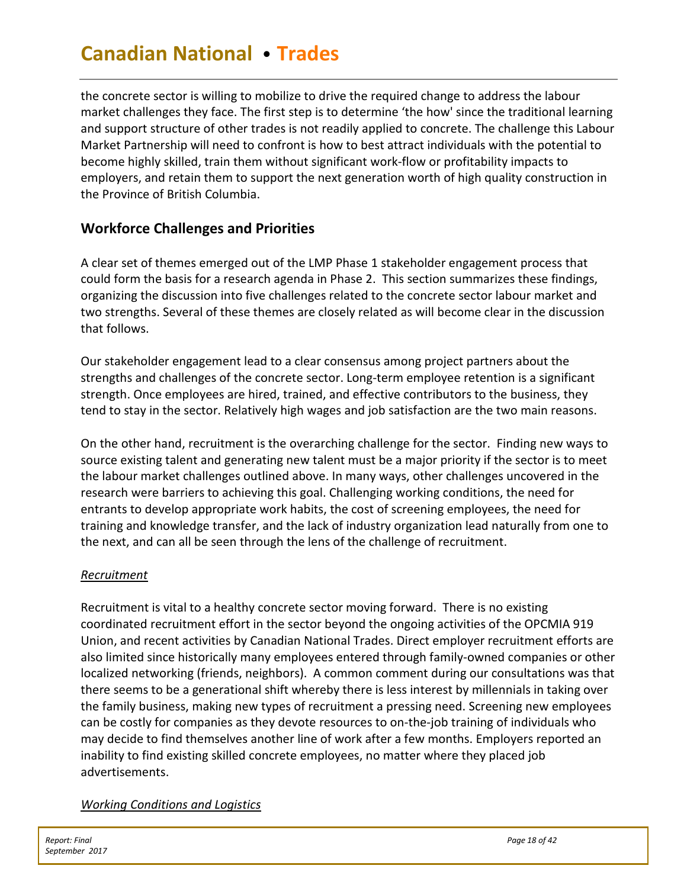the concrete sector is willing to mobilize to drive the required change to address the labour market challenges they face. The first step is to determine 'the how' since the traditional learning and support structure of other trades is not readily applied to concrete. The challenge this Labour Market Partnership will need to confront is how to best attract individuals with the potential to become highly skilled, train them without significant work-flow or profitability impacts to employers, and retain them to support the next generation worth of high quality construction in the Province of British Columbia.

## Workforce Challenges and Priorities

A clear set of themes emerged out of the LMP Phase 1 stakeholder engagement process that could form the basis for a research agenda in Phase 2. This section summarizes these findings, organizing the discussion into five challenges related to the concrete sector labour market and two strengths. Several of these themes are closely related as will become clear in the discussion that follows.

Our stakeholder engagement lead to a clear consensus among project partners about the strengths and challenges of the concrete sector. Long-term employee retention is a significant strength. Once employees are hired, trained, and effective contributors to the business, they tend to stay in the sector. Relatively high wages and job satisfaction are the two main reasons.

On the other hand, recruitment is the overarching challenge for the sector. Finding new ways to source existing talent and generating new talent must be a major priority if the sector is to meet the labour market challenges outlined above. In many ways, other challenges uncovered in the research were barriers to achieving this goal. Challenging working conditions, the need for entrants to develop appropriate work habits, the cost of screening employees, the need for training and knowledge transfer, and the lack of industry organization lead naturally from one to the next, and can all be seen through the lens of the challenge of recruitment.

### *Recruitment*

Recruitment is vital to a healthy concrete sector moving forward. There is no existing coordinated recruitment effort in the sector beyond the ongoing activities of the OPCMIA 919 Union, and recent activities by Canadian National Trades. Direct employer recruitment efforts are also limited since historically many employees entered through family-owned companies or other localized networking (friends, neighbors). A common comment during our consultations was that there seems to be a generational shift whereby there is less interest by millennials in taking over the family business, making new types of recruitment a pressing need. Screening new employees can be costly for companies as they devote resources to on-the-job training of individuals who may decide to find themselves another line of work after a few months. Employers reported an inability to find existing skilled concrete employees, no matter where they placed job advertisements.

### *Working Conditions and Logistics*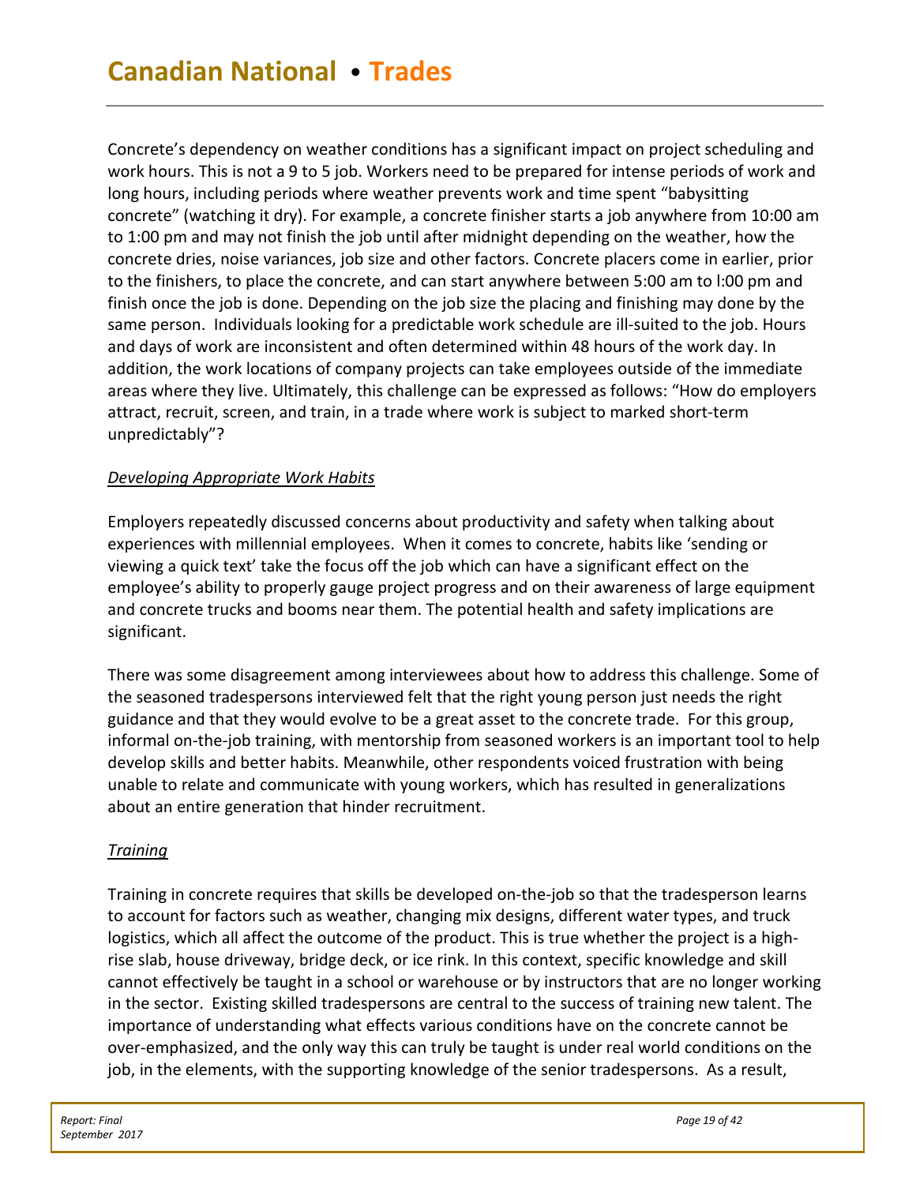Concrete's dependency on weather conditions has a significant impact on project scheduling and work hours. This is not a 9 to 5 job. Workers need to be prepared for intense periods of work and long hours, including periods where weather prevents work and time spent "babysitting concrete" (watching it dry). For example, a concrete finisher starts a job anywhere from 10:00 am to 1:00 pm and may not finish the job until after midnight depending on the weather, how the concrete dries, noise variances, job size and other factors. Concrete placers come in earlier, prior to the finishers, to place the concrete, and can start anywhere between 5:00 am to l:00 pm and finish once the job is done. Depending on the job size the placing and finishing may done by the same person. Individuals looking for a predictable work schedule are ill-suited to the job. Hours and days of work are inconsistent and often determined within 48 hours of the work day. In addition, the work locations of company projects can take employees outside of the immediate areas where they live. Ultimately, this challenge can be expressed as follows: "How do employers attract, recruit, screen, and train, in a trade where work is subject to marked short-term unpredictably"?

*Developing Appropriate Work Habits*

Employers repeatedly discussed concerns about productivity and safety when talking about experiences with millennial employees. When it comes to concrete, habits like 'sending or viewing a quick text' take the focus off the job which can have a significant effect on the employee's ability to properly gauge project progress and on their awareness of large equipment and concrete trucks and booms near them. The potential health and safety implications are significant.

There was some disagreement among interviewees about how to address this challenge. Some of the seasoned tradespersons interviewed felt that the right young person just needs the right guidance and that they would evolve to be a great asset to the concrete trade. For this group, informal on-the-job training, with mentorship from seasoned workers is an important tool to help develop skills and better habits. Meanwhile, other respondents voiced frustration with being unable to relate and communicate with young workers, which has resulted in generalizations about an entire generation that hinder recruitment.

*Training*

Training in concrete requires that skills be developed on-the-job so that the tradesperson learns to account for factors such as weather, changing mix designs, different water types, and truck logistics, which all affect the outcome of the product. This is true whether the project is a high-rise slab, house driveway, bridge deck, or ice rink. In this context, specific knowledge and skill cannot effectively be taught in a school or warehouse or by instructors that are no longer working in the sector. Existing skilled tradespersons are central to the success of training new talent. The importance of understanding what effects various conditions have on the concrete cannot be over-emphasized, and the only way this can truly be taught is under real world conditions on the job, in the elements, with the supporting knowledge of the senior tradespersons. As a result,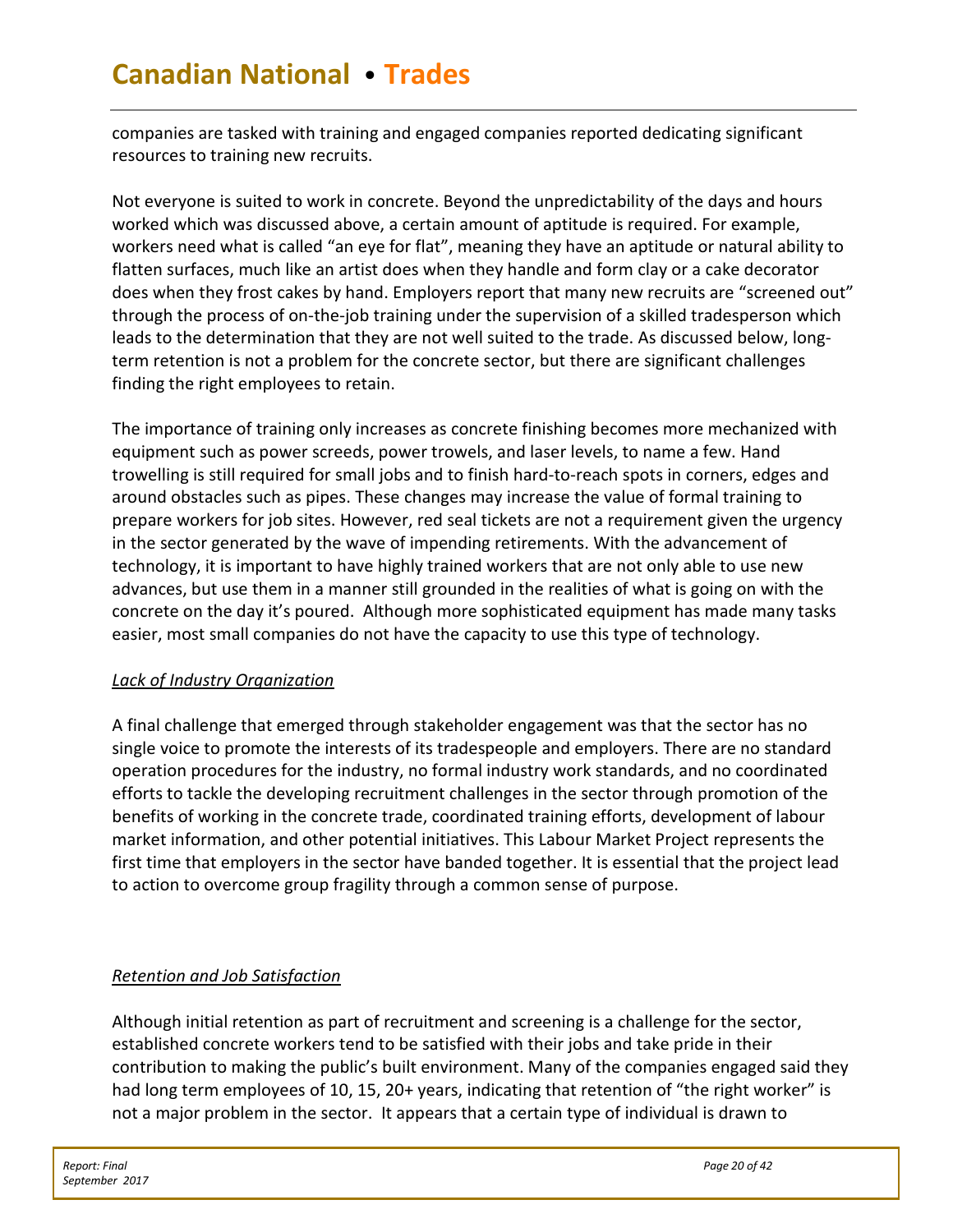companies are tasked with training and engaged companies reported dedicating significant resources to training new recruits.

Not everyone is suited to work in concrete. Beyond the unpredictability of the days and hours worked which was discussed above, a certain amount of aptitude is required. For example, workers need what is called "an eye for flat", meaning they have an aptitude or natural ability to flatten surfaces, much like an artist does when they handle and form clay or a cake decorator does when they frost cakes by hand. Employers report that many new recruits are "screened out" through the process of on-the-job training under the supervision of a skilled tradesperson which leads to the determination that they are not well suited to the trade. As discussed below, long-term retention is not a problem for the concrete sector, but there are significant challenges finding the right employees to retain.

The importance of training only increases as concrete finishing becomes more mechanized with equipment such as power screeds, power trowels, and laser levels, to name a few. Hand trowelling is still required for small jobs and to finish hard-to-reach spots in corners, edges and around obstacles such as pipes. These changes may increase the value of formal training to prepare workers for job sites. However, red seal tickets are not a requirement given the urgency in the sector generated by the wave of impending retirements. With the advancement of technology, it is important to have highly trained workers that are not only able to use new advances, but use them in a manner still grounded in the realities of what is going on with the concrete on the day it's poured. Although more sophisticated equipment has made many tasks easier, most small companies do not have the capacity to use this type of technology.

*Lack of Industry Organization*

A final challenge that emerged through stakeholder engagement was that the sector has no single voice to promote the interests of its tradespeople and employers. There are no standard operation procedures for the industry, no formal industry work standards, and no coordinated efforts to tackle the developing recruitment challenges in the sector through promotion of the benefits of working in the concrete trade, coordinated training efforts, development of labour market information, and other potential initiatives. This Labour Market Project represents the first time that employers in the sector have banded together. It is essential that the project lead to action to overcome group fragility through a common sense of purpose.

*Retention and Job Satisfaction*

Although initial retention as part of recruitment and screening is a challenge for the sector, established concrete workers tend to be satisfied with their jobs and take pride in their contribution to making the public's built environment. Many of the companies engaged said they had long term employees of 10, 15, 20+ years, indicating that retention of "the right worker" is not a major problem in the sector. It appears that a certain type of individual is drawn to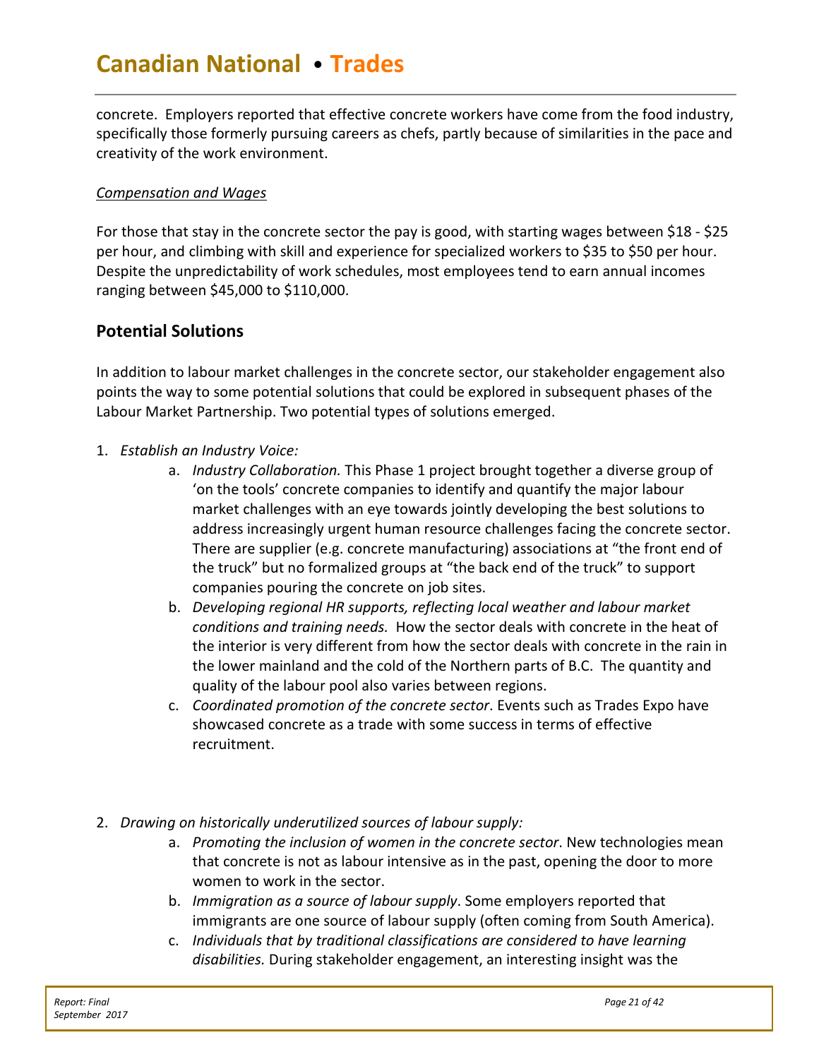concrete. Employers reported that effective concrete workers have come from the food industry, specifically those formerly pursuing careers as chefs, partly because of similarities in the pace and creativity of the work environment.

*Compensation and Wages*

For those that stay in the concrete sector the pay is good, with starting wages between $18 - $25 per hour, and climbing with skill and experience for specialized workers to $35 to $50 per hour. Despite the unpredictability of work schedules, most employees tend to earn annual incomes ranging between $45,000 to $110,000.

## Potential Solutions

In addition to labour market challenges in the concrete sector, our stakeholder engagement also points the way to some potential solutions that could be explored in subsequent phases of the Labour Market Partnership. Two potential types of solutions emerged.

1. *Establish an Industry Voice:*
    a. *Industry Collaboration.* This Phase 1 project brought together a diverse group of 'on the tools' concrete companies to identify and quantify the major labour market challenges with an eye towards jointly developing the best solutions to address increasingly urgent human resource challenges facing the concrete sector. There are supplier (e.g. concrete manufacturing) associations at "the front end of the truck" but no formalized groups at "the back end of the truck" to support companies pouring the concrete on job sites.
    b. *Developing regional HR supports, reflecting local weather and labour market conditions and training needs.* How the sector deals with concrete in the heat of the interior is very different from how the sector deals with concrete in the rain in the lower mainland and the cold of the Northern parts of B.C. The quantity and quality of the labour pool also varies between regions.
    c. *Coordinated promotion of the concrete sector*. Events such as Trades Expo have showcased concrete as a trade with some success in terms of effective recruitment.

2. *Drawing on historically underutilized sources of labour supply:*
    a. *Promoting the inclusion of women in the concrete sector*. New technologies mean that concrete is not as labour intensive as in the past, opening the door to more women to work in the sector.
    b. *Immigration as a source of labour supply*. Some employers reported that immigrants are one source of labour supply (often coming from South America).
    c. *Individuals that by traditional classifications are considered to have learning disabilities.* During stakeholder engagement, an interesting insight was the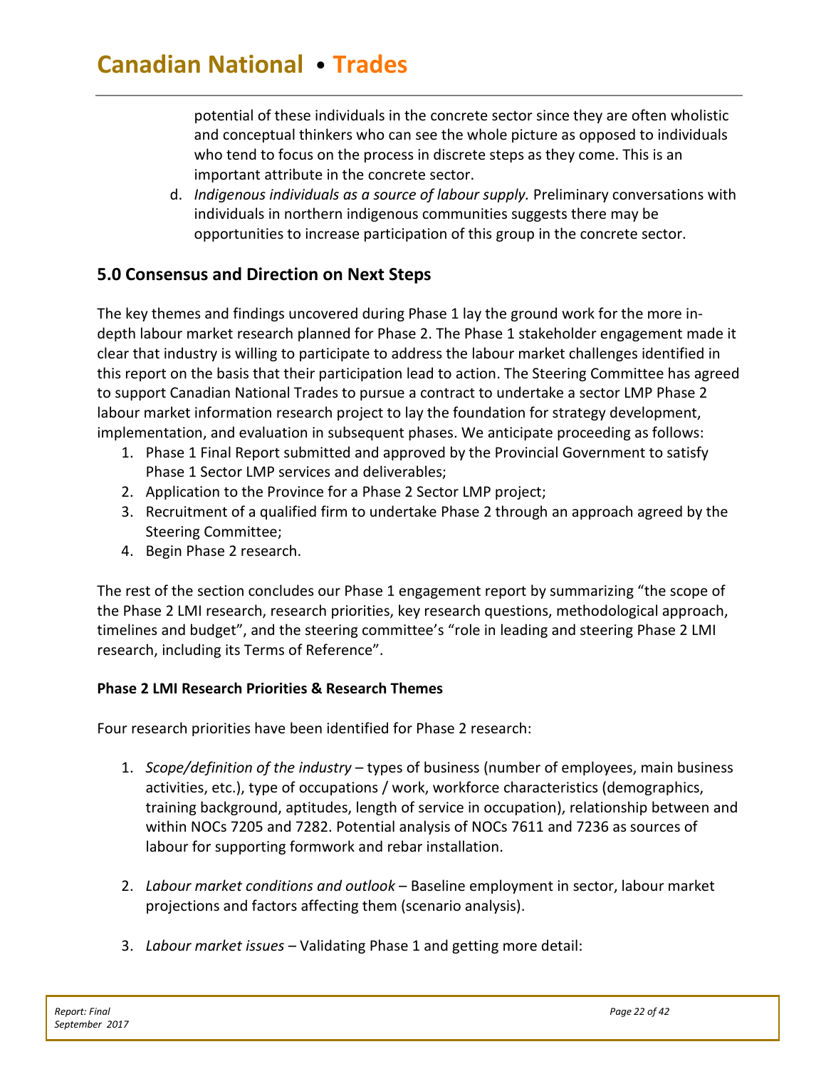potential of these individuals in the concrete sector since they are often wholistic and conceptual thinkers who can see the whole picture as opposed to individuals who tend to focus on the process in discrete steps as they come. This is an important attribute in the concrete sector.

d. *Indigenous individuals as a source of labour supply.* Preliminary conversations with individuals in northern indigenous communities suggests there may be opportunities to increase participation of this group in the concrete sector.

## 5.0 Consensus and Direction on Next Steps

The key themes and findings uncovered during Phase 1 lay the ground work for the more in-depth labour market research planned for Phase 2. The Phase 1 stakeholder engagement made it clear that industry is willing to participate to address the labour market challenges identified in this report on the basis that their participation lead to action. The Steering Committee has agreed to support Canadian National Trades to pursue a contract to undertake a sector LMP Phase 2 labour market information research project to lay the foundation for strategy development, implementation, and evaluation in subsequent phases. We anticipate proceeding as follows:

1. Phase 1 Final Report submitted and approved by the Provincial Government to satisfy Phase 1 Sector LMP services and deliverables;
2. Application to the Province for a Phase 2 Sector LMP project;
3. Recruitment of a qualified firm to undertake Phase 2 through an approach agreed by the Steering Committee;
4. Begin Phase 2 research.

The rest of the section concludes our Phase 1 engagement report by summarizing "the scope of the Phase 2 LMI research, research priorities, key research questions, methodological approach, timelines and budget", and the steering committee's "role in leading and steering Phase 2 LMI research, including its Terms of Reference".

**Phase 2 LMI Research Priorities & Research Themes**

Four research priorities have been identified for Phase 2 research:

1. *Scope/definition of the industry* – types of business (number of employees, main business activities, etc.), type of occupations / work, workforce characteristics (demographics, training background, aptitudes, length of service in occupation), relationship between and within NOCs 7205 and 7282. Potential analysis of NOCs 7611 and 7236 as sources of labour for supporting formwork and rebar installation.

2. *Labour market conditions and outlook* – Baseline employment in sector, labour market projections and factors affecting them (scenario analysis).

3. *Labour market issues* – Validating Phase 1 and getting more detail: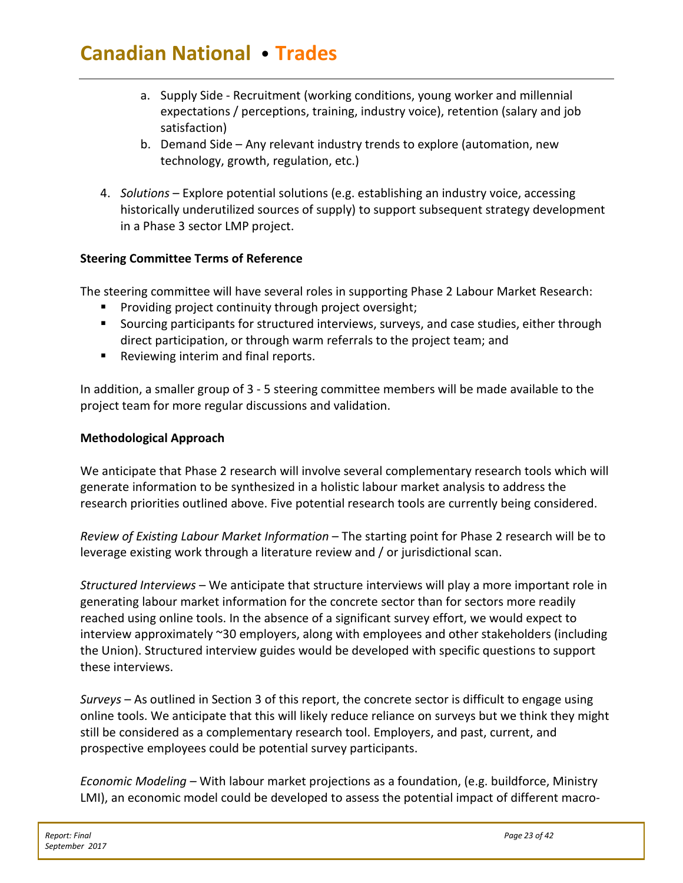a. Supply Side - Recruitment (working conditions, young worker and millennial expectations / perceptions, training, industry voice), retention (salary and job satisfaction)
   b. Demand Side – Any relevant industry trends to explore (automation, new technology, growth, regulation, etc.)

4. *Solutions* – Explore potential solutions (e.g. establishing an industry voice, accessing historically underutilized sources of supply) to support subsequent strategy development in a Phase 3 sector LMP project.

**Steering Committee Terms of Reference**

The steering committee will have several roles in supporting Phase 2 Labour Market Research:

- Providing project continuity through project oversight;
- Sourcing participants for structured interviews, surveys, and case studies, either through direct participation, or through warm referrals to the project team; and
- Reviewing interim and final reports.

In addition, a smaller group of 3 - 5 steering committee members will be made available to the project team for more regular discussions and validation.

**Methodological Approach**

We anticipate that Phase 2 research will involve several complementary research tools which will generate information to be synthesized in a holistic labour market analysis to address the research priorities outlined above. Five potential research tools are currently being considered.

*Review of Existing Labour Market Information* – The starting point for Phase 2 research will be to leverage existing work through a literature review and / or jurisdictional scan.

*Structured Interviews* – We anticipate that structure interviews will play a more important role in generating labour market information for the concrete sector than for sectors more readily reached using online tools. In the absence of a significant survey effort, we would expect to interview approximately ~30 employers, along with employees and other stakeholders (including the Union). Structured interview guides would be developed with specific questions to support these interviews.

*Surveys* – As outlined in Section 3 of this report, the concrete sector is difficult to engage using online tools. We anticipate that this will likely reduce reliance on surveys but we think they might still be considered as a complementary research tool. Employers, and past, current, and prospective employees could be potential survey participants.

*Economic Modeling* – With labour market projections as a foundation, (e.g. buildforce, Ministry LMI), an economic model could be developed to assess the potential impact of different macro-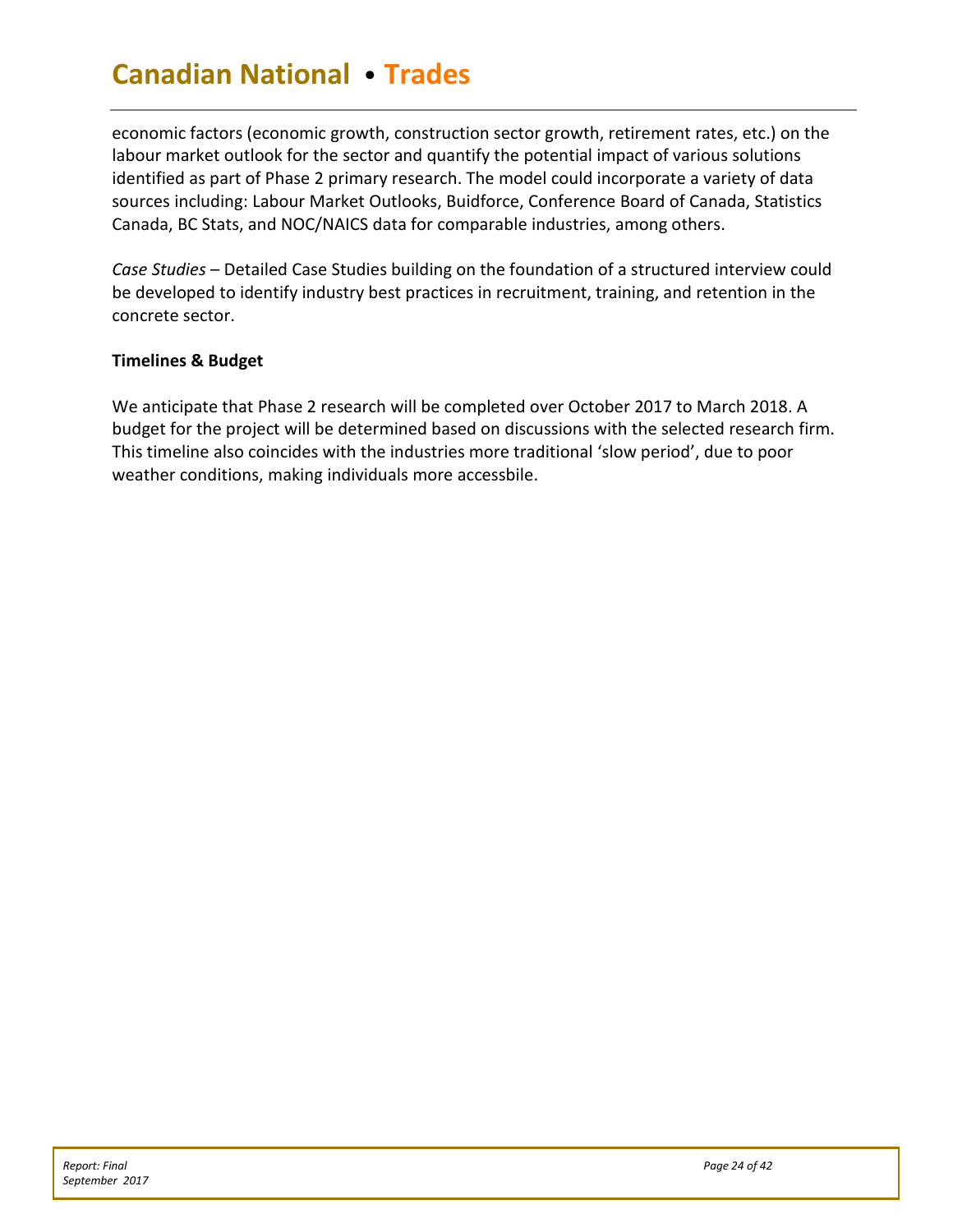economic factors (economic growth, construction sector growth, retirement rates, etc.) on the labour market outlook for the sector and quantify the potential impact of various solutions identified as part of Phase 2 primary research. The model could incorporate a variety of data sources including: Labour Market Outlooks, Buidforce, Conference Board of Canada, Statistics Canada, BC Stats, and NOC/NAICS data for comparable industries, among others.

*Case Studies* – Detailed Case Studies building on the foundation of a structured interview could be developed to identify industry best practices in recruitment, training, and retention in the concrete sector.

**Timelines & Budget**

We anticipate that Phase 2 research will be completed over October 2017 to March 2018. A budget for the project will be determined based on discussions with the selected research firm. This timeline also coincides with the industries more traditional 'slow period', due to poor weather conditions, making individuals more accessbile.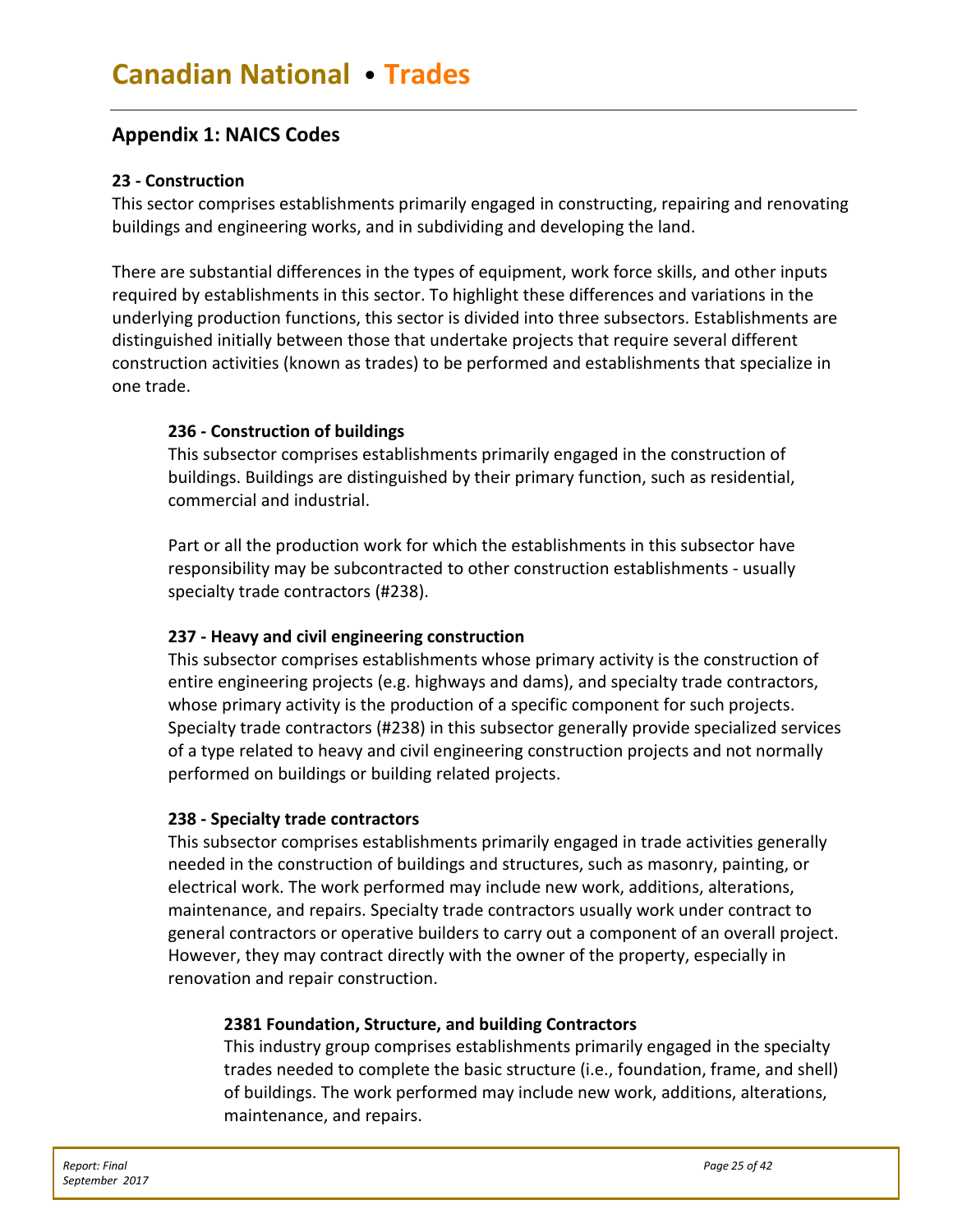## Appendix 1: NAICS Codes

**23 - Construction**

This sector comprises establishments primarily engaged in constructing, repairing and renovating buildings and engineering works, and in subdividing and developing the land.

There are substantial differences in the types of equipment, work force skills, and other inputs required by establishments in this sector. To highlight these differences and variations in the underlying production functions, this sector is divided into three subsectors. Establishments are distinguished initially between those that undertake projects that require several different construction activities (known as trades) to be performed and establishments that specialize in one trade.

**236 - Construction of buildings**

This subsector comprises establishments primarily engaged in the construction of buildings. Buildings are distinguished by their primary function, such as residential, commercial and industrial.

Part or all the production work for which the establishments in this subsector have responsibility may be subcontracted to other construction establishments - usually specialty trade contractors (#238).

**237 - Heavy and civil engineering construction**

This subsector comprises establishments whose primary activity is the construction of entire engineering projects (e.g. highways and dams), and specialty trade contractors, whose primary activity is the production of a specific component for such projects. Specialty trade contractors (#238) in this subsector generally provide specialized services of a type related to heavy and civil engineering construction projects and not normally performed on buildings or building related projects.

**238 - Specialty trade contractors**

This subsector comprises establishments primarily engaged in trade activities generally needed in the construction of buildings and structures, such as masonry, painting, or electrical work. The work performed may include new work, additions, alterations, maintenance, and repairs. Specialty trade contractors usually work under contract to general contractors or operative builders to carry out a component of an overall project. However, they may contract directly with the owner of the property, especially in renovation and repair construction.

**2381 Foundation, Structure, and building Contractors**

This industry group comprises establishments primarily engaged in the specialty trades needed to complete the basic structure (i.e., foundation, frame, and shell) of buildings. The work performed may include new work, additions, alterations, maintenance, and repairs.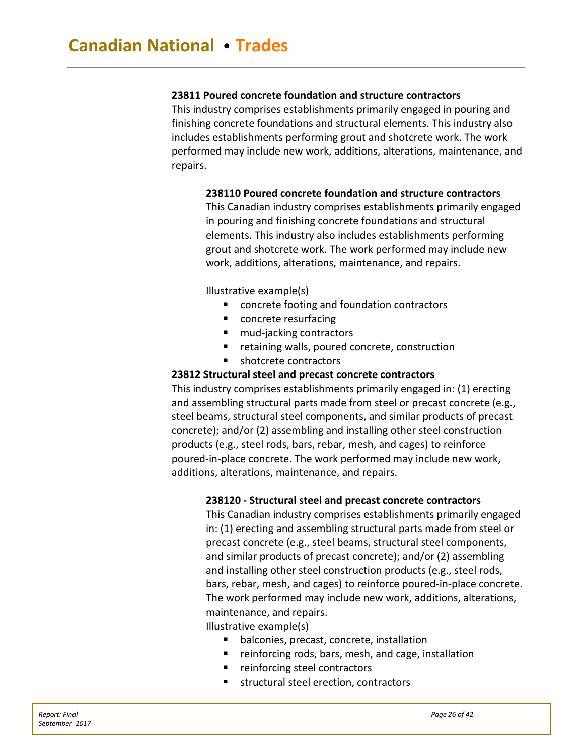**23811 Poured concrete foundation and structure contractors**

This industry comprises establishments primarily engaged in pouring and finishing concrete foundations and structural elements. This industry also includes establishments performing grout and shotcrete work. The work performed may include new work, additions, alterations, maintenance, and repairs.

**238110 Poured concrete foundation and structure contractors**

This Canadian industry comprises establishments primarily engaged in pouring and finishing concrete foundations and structural elements. This industry also includes establishments performing grout and shotcrete work. The work performed may include new work, additions, alterations, maintenance, and repairs.

Illustrative example(s)

- concrete footing and foundation contractors
- concrete resurfacing
- mud-jacking contractors
- retaining walls, poured concrete, construction
- shotcrete contractors

**23812 Structural steel and precast concrete contractors**

This industry comprises establishments primarily engaged in: (1) erecting and assembling structural parts made from steel or precast concrete (e.g., steel beams, structural steel components, and similar products of precast concrete); and/or (2) assembling and installing other steel construction products (e.g., steel rods, bars, rebar, mesh, and cages) to reinforce poured-in-place concrete. The work performed may include new work, additions, alterations, maintenance, and repairs.

**238120 - Structural steel and precast concrete contractors**

This Canadian industry comprises establishments primarily engaged in: (1) erecting and assembling structural parts made from steel or precast concrete (e.g., steel beams, structural steel components, and similar products of precast concrete); and/or (2) assembling and installing other steel construction products (e.g., steel rods, bars, rebar, mesh, and cages) to reinforce poured-in-place concrete. The work performed may include new work, additions, alterations, maintenance, and repairs.

Illustrative example(s)

- balconies, precast, concrete, installation
- reinforcing rods, bars, mesh, and cage, installation
- reinforcing steel contractors
- structural steel erection, contractors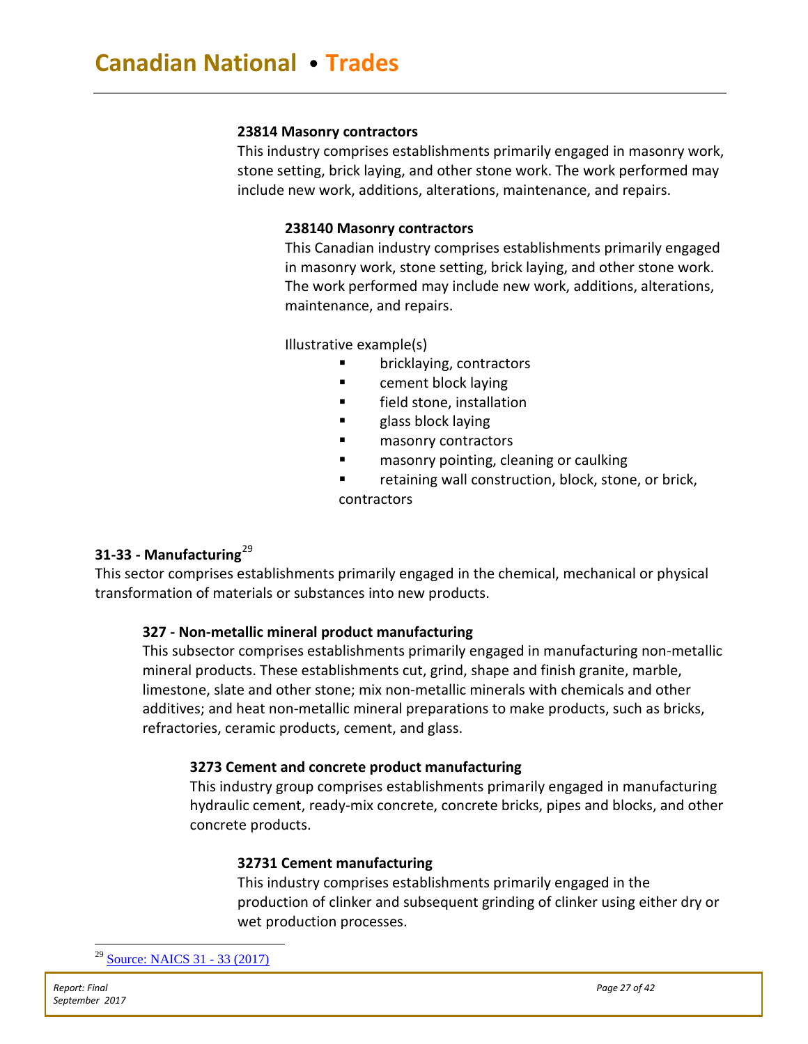#### 23814 Masonry contractors

This industry comprises establishments primarily engaged in masonry work, stone setting, brick laying, and other stone work. The work performed may include new work, additions, alterations, maintenance, and repairs.

##### 238140 Masonry contractors

This Canadian industry comprises establishments primarily engaged in masonry work, stone setting, brick laying, and other stone work. The work performed may include new work, additions, alterations, maintenance, and repairs.

Illustrative example(s)

- bricklaying, contractors
- cement block laying
- field stone, installation
- glass block laying
- masonry contractors
- masonry pointing, cleaning or caulking
- retaining wall construction, block, stone, or brick, contractors

## 31-33 - Manufacturing[29]

This sector comprises establishments primarily engaged in the chemical, mechanical or physical transformation of materials or substances into new products.

### 327 - Non-metallic mineral product manufacturing

This subsector comprises establishments primarily engaged in manufacturing non-metallic mineral products. These establishments cut, grind, shape and finish granite, marble, limestone, slate and other stone; mix non-metallic minerals with chemicals and other additives; and heat non-metallic mineral preparations to make products, such as bricks, refractories, ceramic products, cement, and glass.

#### 3273 Cement and concrete product manufacturing

This industry group comprises establishments primarily engaged in manufacturing hydraulic cement, ready-mix concrete, concrete bricks, pipes and blocks, and other concrete products.

##### 32731 Cement manufacturing

This industry comprises establishments primarily engaged in the production of clinker and subsequent grinding of clinker using either dry or wet production processes.

---

[29] Source: NAICS 31 - 33 (2017)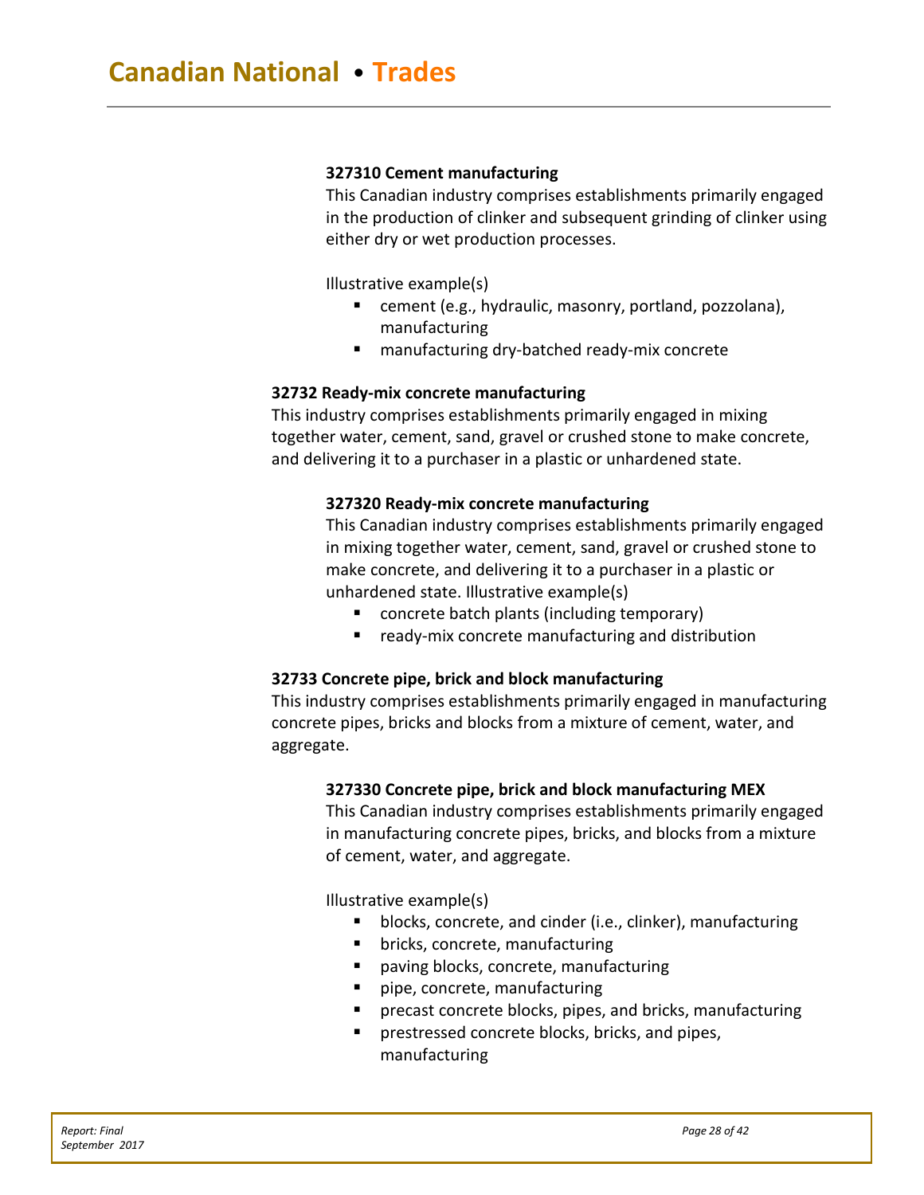#### 327310 Cement manufacturing

This Canadian industry comprises establishments primarily engaged in the production of clinker and subsequent grinding of clinker using either dry or wet production processes.

Illustrative example(s)

- cement (e.g., hydraulic, masonry, portland, pozzolana), manufacturing
- manufacturing dry-batched ready-mix concrete

### 32732 Ready-mix concrete manufacturing

This industry comprises establishments primarily engaged in mixing together water, cement, sand, gravel or crushed stone to make concrete, and delivering it to a purchaser in a plastic or unhardened state.

#### 327320 Ready-mix concrete manufacturing

This Canadian industry comprises establishments primarily engaged in mixing together water, cement, sand, gravel or crushed stone to make concrete, and delivering it to a purchaser in a plastic or unhardened state. Illustrative example(s)

- concrete batch plants (including temporary)
- ready-mix concrete manufacturing and distribution

### 32733 Concrete pipe, brick and block manufacturing

This industry comprises establishments primarily engaged in manufacturing concrete pipes, bricks and blocks from a mixture of cement, water, and aggregate.

#### 327330 Concrete pipe, brick and block manufacturing MEX

This Canadian industry comprises establishments primarily engaged in manufacturing concrete pipes, bricks, and blocks from a mixture of cement, water, and aggregate.

Illustrative example(s)

- blocks, concrete, and cinder (i.e., clinker), manufacturing
- bricks, concrete, manufacturing
- paving blocks, concrete, manufacturing
- pipe, concrete, manufacturing
- precast concrete blocks, pipes, and bricks, manufacturing
- prestressed concrete blocks, bricks, and pipes, manufacturing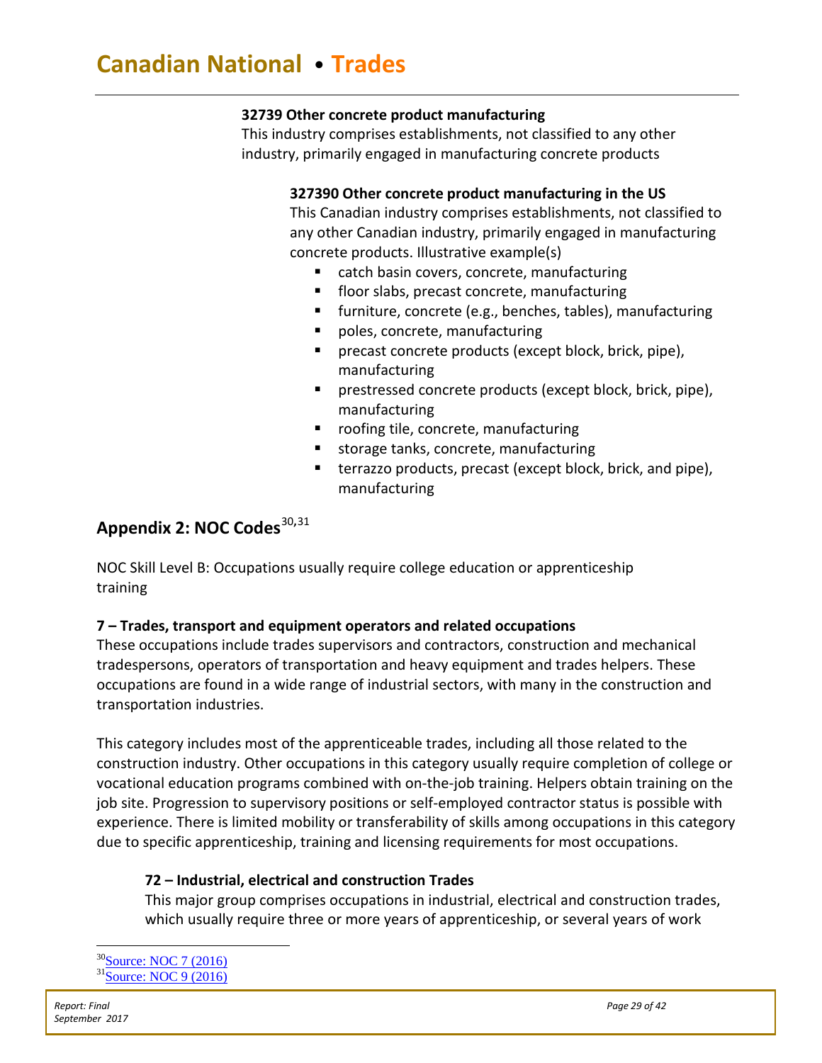**32739 Other concrete product manufacturing**

This industry comprises establishments, not classified to any other industry, primarily engaged in manufacturing concrete products

**327390 Other concrete product manufacturing in the US**

This Canadian industry comprises establishments, not classified to any other Canadian industry, primarily engaged in manufacturing concrete products. Illustrative example(s)

- catch basin covers, concrete, manufacturing
- floor slabs, precast concrete, manufacturing
- furniture, concrete (e.g., benches, tables), manufacturing
- poles, concrete, manufacturing
- precast concrete products (except block, brick, pipe), manufacturing
- prestressed concrete products (except block, brick, pipe), manufacturing
- roofing tile, concrete, manufacturing
- storage tanks, concrete, manufacturing
- terrazzo products, precast (except block, brick, and pipe), manufacturing

## Appendix 2: NOC Codes[30,31]

NOC Skill Level B: Occupations usually require college education or apprenticeship training

**7 – Trades, transport and equipment operators and related occupations**

These occupations include trades supervisors and contractors, construction and mechanical tradespersons, operators of transportation and heavy equipment and trades helpers. These occupations are found in a wide range of industrial sectors, with many in the construction and transportation industries.

This category includes most of the apprenticeable trades, including all those related to the construction industry. Other occupations in this category usually require completion of college or vocational education programs combined with on-the-job training. Helpers obtain training on the job site. Progression to supervisory positions or self-employed contractor status is possible with experience. There is limited mobility or transferability of skills among occupations in this category due to specific apprenticeship, training and licensing requirements for most occupations.

**72 – Industrial, electrical and construction Trades**

This major group comprises occupations in industrial, electrical and construction trades, which usually require three or more years of apprenticeship, or several years of work

[30] Source: NOC 7 (2016)
[31] Source: NOC 9 (2016)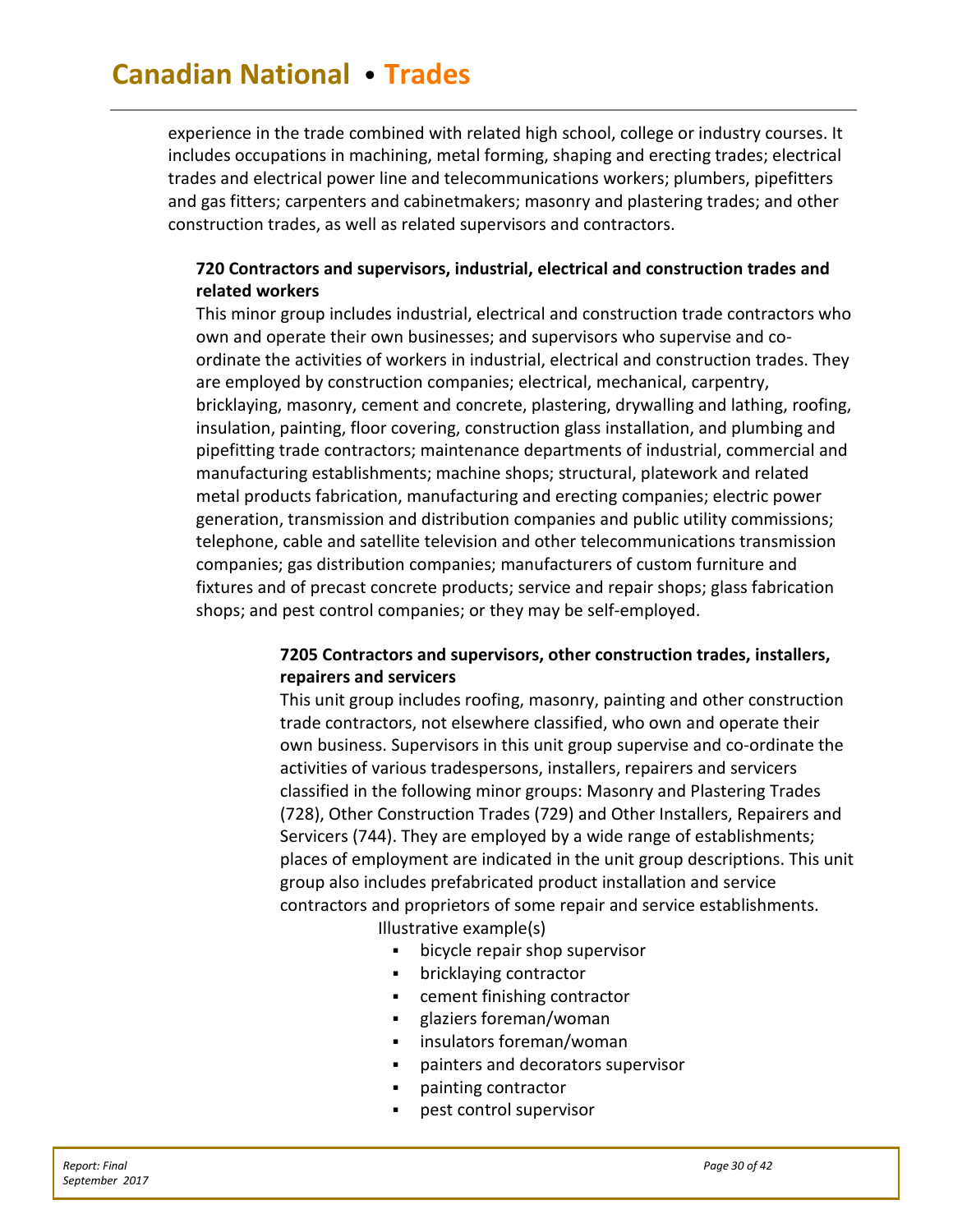experience in the trade combined with related high school, college or industry courses. It includes occupations in machining, metal forming, shaping and erecting trades; electrical trades and electrical power line and telecommunications workers; plumbers, pipefitters and gas fitters; carpenters and cabinetmakers; masonry and plastering trades; and other construction trades, as well as related supervisors and contractors.

**720 Contractors and supervisors, industrial, electrical and construction trades and related workers**

This minor group includes industrial, electrical and construction trade contractors who own and operate their own businesses; and supervisors who supervise and co-ordinate the activities of workers in industrial, electrical and construction trades. They are employed by construction companies; electrical, mechanical, carpentry, bricklaying, masonry, cement and concrete, plastering, drywalling and lathing, roofing, insulation, painting, floor covering, construction glass installation, and plumbing and pipefitting trade contractors; maintenance departments of industrial, commercial and manufacturing establishments; machine shops; structural, platework and related metal products fabrication, manufacturing and erecting companies; electric power generation, transmission and distribution companies and public utility commissions; telephone, cable and satellite television and other telecommunications transmission companies; gas distribution companies; manufacturers of custom furniture and fixtures and of precast concrete products; service and repair shops; glass fabrication shops; and pest control companies; or they may be self-employed.

**7205 Contractors and supervisors, other construction trades, installers, repairers and servicers**

This unit group includes roofing, masonry, painting and other construction trade contractors, not elsewhere classified, who own and operate their own business. Supervisors in this unit group supervise and co-ordinate the activities of various tradespersons, installers, repairers and servicers classified in the following minor groups: Masonry and Plastering Trades (728), Other Construction Trades (729) and Other Installers, Repairers and Servicers (744). They are employed by a wide range of establishments; places of employment are indicated in the unit group descriptions. This unit group also includes prefabricated product installation and service contractors and proprietors of some repair and service establishments.

Illustrative example(s)

- bicycle repair shop supervisor
- bricklaying contractor
- cement finishing contractor
- glaziers foreman/woman
- insulators foreman/woman
- painters and decorators supervisor
- painting contractor
- pest control supervisor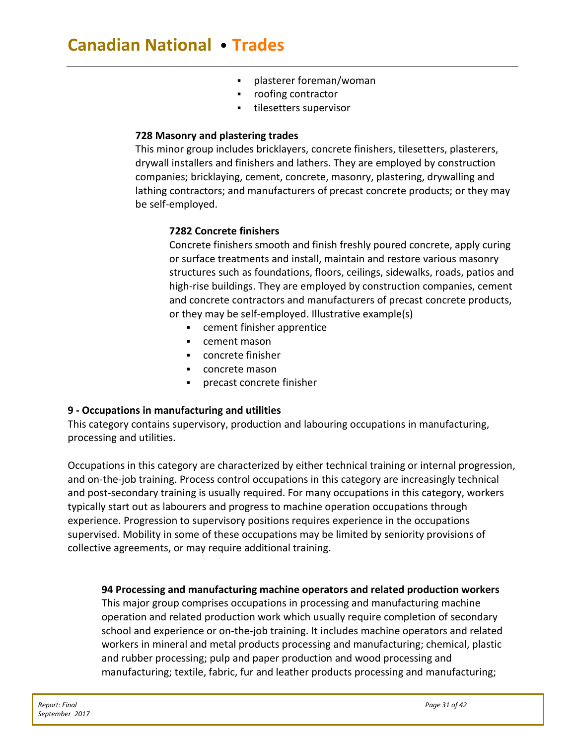- plasterer foreman/woman
- roofing contractor
- tilesetters supervisor

### 728 Masonry and plastering trades

This minor group includes bricklayers, concrete finishers, tilesetters, plasterers, drywall installers and finishers and lathers. They are employed by construction companies; bricklaying, cement, concrete, masonry, plastering, drywalling and lathing contractors; and manufacturers of precast concrete products; or they may be self-employed.

#### 7282 Concrete finishers

Concrete finishers smooth and finish freshly poured concrete, apply curing or surface treatments and install, maintain and restore various masonry structures such as foundations, floors, ceilings, sidewalks, roads, patios and high-rise buildings. They are employed by construction companies, cement and concrete contractors and manufacturers of precast concrete products, or they may be self-employed. Illustrative example(s)

- cement finisher apprentice
- cement mason
- concrete finisher
- concrete mason
- precast concrete finisher

## 9 - Occupations in manufacturing and utilities

This category contains supervisory, production and labouring occupations in manufacturing, processing and utilities.

Occupations in this category are characterized by either technical training or internal progression, and on-the-job training. Process control occupations in this category are increasingly technical and post-secondary training is usually required. For many occupations in this category, workers typically start out as labourers and progress to machine operation occupations through experience. Progression to supervisory positions requires experience in the occupations supervised. Mobility in some of these occupations may be limited by seniority provisions of collective agreements, or may require additional training.

### 94 Processing and manufacturing machine operators and related production workers

This major group comprises occupations in processing and manufacturing machine operation and related production work which usually require completion of secondary school and experience or on-the-job training. It includes machine operators and related workers in mineral and metal products processing and manufacturing; chemical, plastic and rubber processing; pulp and paper production and wood processing and manufacturing; textile, fabric, fur and leather products processing and manufacturing;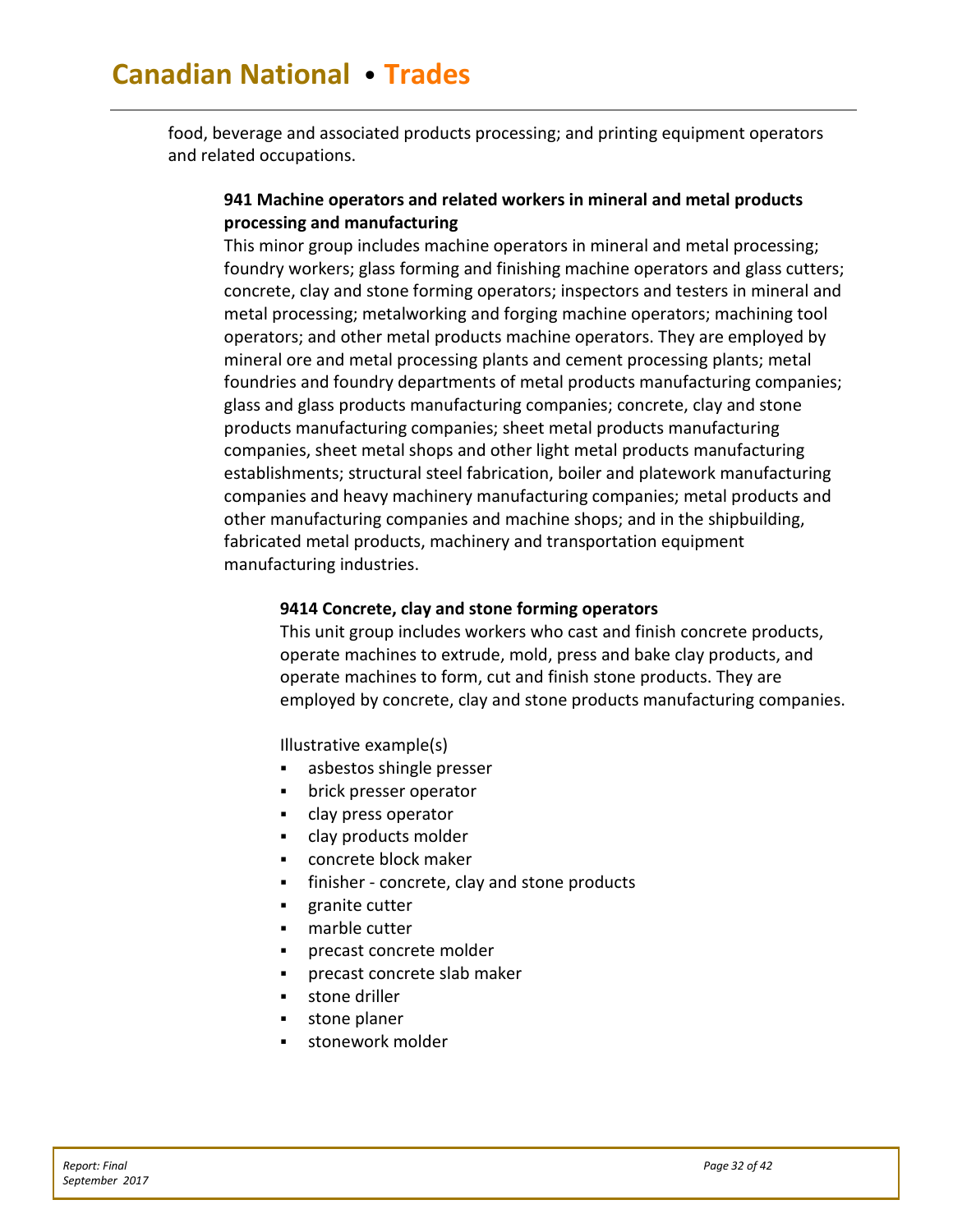food, beverage and associated products processing; and printing equipment operators and related occupations.

### 941 Machine operators and related workers in mineral and metal products processing and manufacturing

This minor group includes machine operators in mineral and metal processing; foundry workers; glass forming and finishing machine operators and glass cutters; concrete, clay and stone forming operators; inspectors and testers in mineral and metal processing; metalworking and forging machine operators; machining tool operators; and other metal products machine operators. They are employed by mineral ore and metal processing plants and cement processing plants; metal foundries and foundry departments of metal products manufacturing companies; glass and glass products manufacturing companies; concrete, clay and stone products manufacturing companies; sheet metal products manufacturing companies, sheet metal shops and other light metal products manufacturing establishments; structural steel fabrication, boiler and platework manufacturing companies and heavy machinery manufacturing companies; metal products and other manufacturing companies and machine shops; and in the shipbuilding, fabricated metal products, machinery and transportation equipment manufacturing industries.

#### 9414 Concrete, clay and stone forming operators

This unit group includes workers who cast and finish concrete products, operate machines to extrude, mold, press and bake clay products, and operate machines to form, cut and finish stone products. They are employed by concrete, clay and stone products manufacturing companies.

Illustrative example(s)

- asbestos shingle presser
- brick presser operator
- clay press operator
- clay products molder
- concrete block maker
- finisher - concrete, clay and stone products
- granite cutter
- marble cutter
- precast concrete molder
- precast concrete slab maker
- stone driller
- stone planer
- stonework molder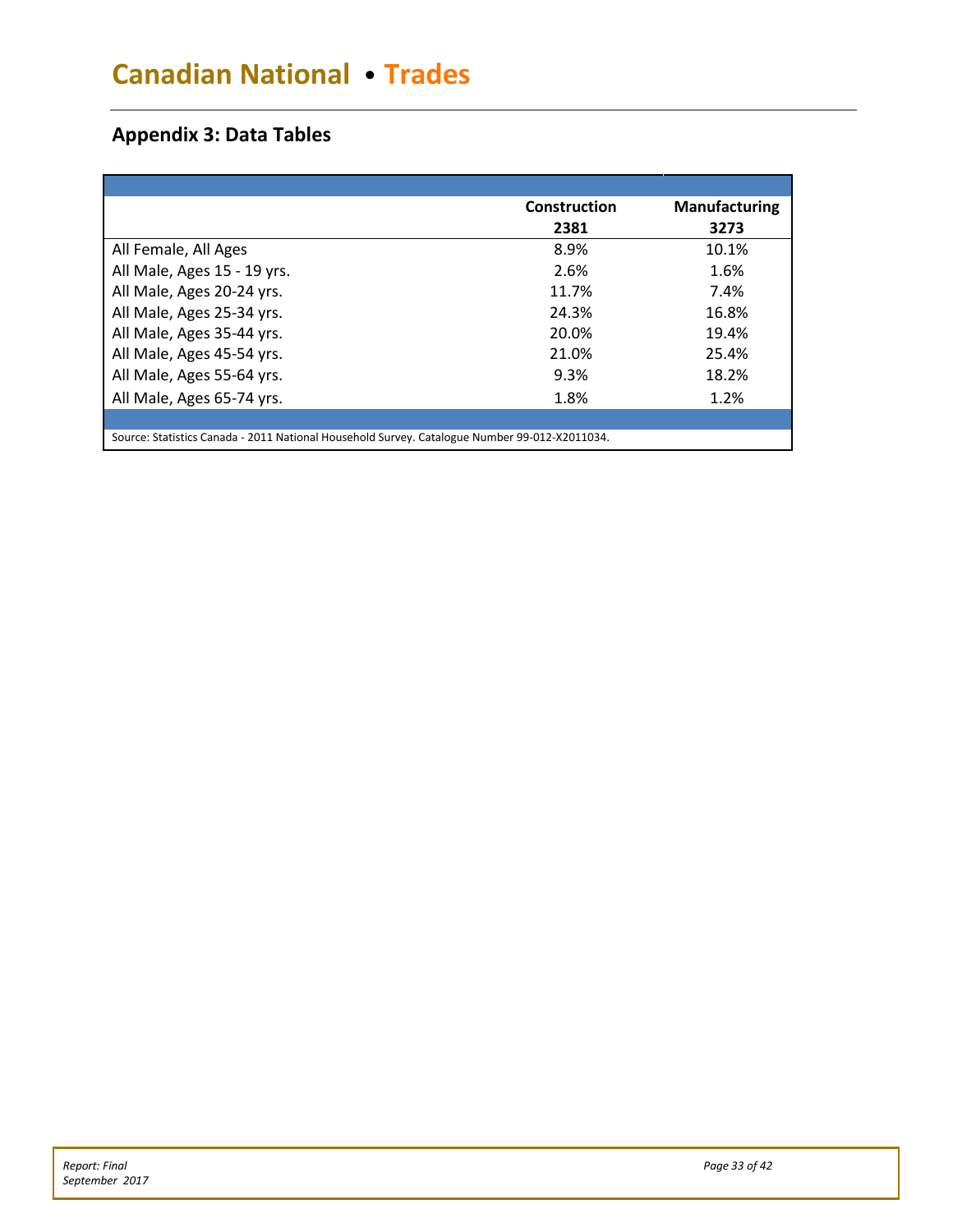## Appendix 3: Data Tables

| | Construction 2381 | Manufacturing 3273 |
|---|---|---|
| All Female, All Ages | 8.9% | 10.1% |
| All Male, Ages 15 - 19 yrs. | 2.6% | 1.6% |
| All Male, Ages 20-24 yrs. | 11.7% | 7.4% |
| All Male, Ages 25-34 yrs. | 24.3% | 16.8% |
| All Male, Ages 35-44 yrs. | 20.0% | 19.4% |
| All Male, Ages 45-54 yrs. | 21.0% | 25.4% |
| All Male, Ages 55-64 yrs. | 9.3% | 18.2% |
| All Male, Ages 65-74 yrs. | 1.8% | 1.2% |

Source: Statistics Canada - 2011 National Household Survey. Catalogue Number 99-012-X2011034.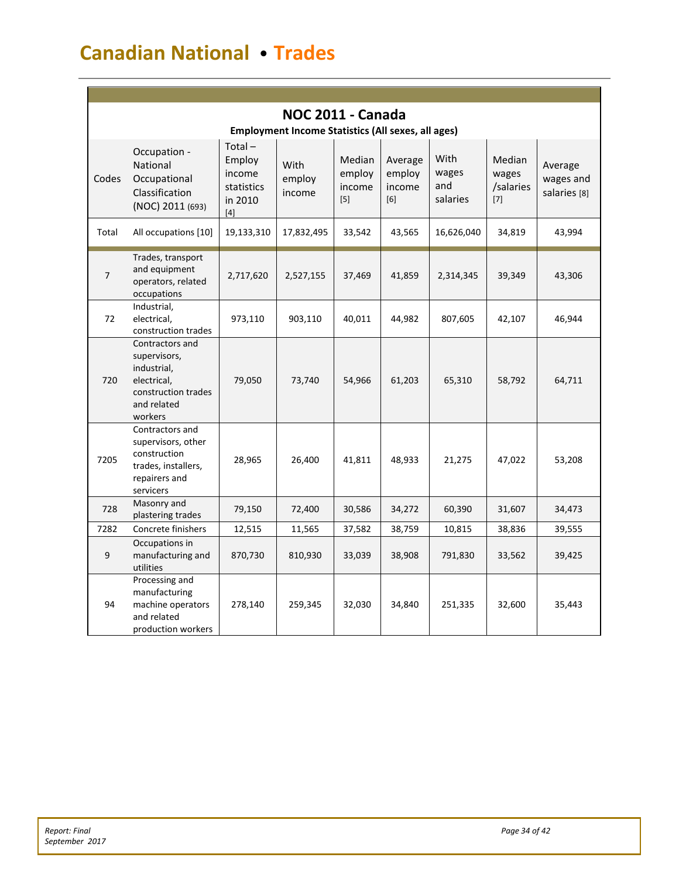# Canadian National • Trades

| NOC 2011 - Canada<br>Employment Income Statistics (All sexes, all ages) | | | | | | | | |
|---|---|---|---|---|---|---|---|---|
| Codes | Occupation - National Occupational Classification (NOC) 2011 (693) | Total – Employ income statistics in 2010 [4] | With employ income | Median employ income [5] | Average employ income [6] | With wages and salaries | Median wages /salaries [7] | Average wages and salaries [8] |
| Total | All occupations [10] | 19,133,310 | 17,832,495 | 33,542 | 43,565 | 16,626,040 | 34,819 | 43,994 |
| 7 | Trades, transport and equipment operators, related occupations | 2,717,620 | 2,527,155 | 37,469 | 41,859 | 2,314,345 | 39,349 | 43,306 |
| 72 | Industrial, electrical, construction trades | 973,110 | 903,110 | 40,011 | 44,982 | 807,605 | 42,107 | 46,944 |
| 720 | Contractors and supervisors, industrial, electrical, construction trades and related workers | 79,050 | 73,740 | 54,966 | 61,203 | 65,310 | 58,792 | 64,711 |
| 7205 | Contractors and supervisors, other construction trades, installers, repairers and servicers | 28,965 | 26,400 | 41,811 | 48,933 | 21,275 | 47,022 | 53,208 |
| 728 | Masonry and plastering trades | 79,150 | 72,400 | 30,586 | 34,272 | 60,390 | 31,607 | 34,473 |
| 7282 | Concrete finishers | 12,515 | 11,565 | 37,582 | 38,759 | 10,815 | 38,836 | 39,555 |
| 9 | Occupations in manufacturing and utilities | 870,730 | 810,930 | 33,039 | 38,908 | 791,830 | 33,562 | 39,425 |
| 94 | Processing and manufacturing machine operators and related production workers | 278,140 | 259,345 | 32,030 | 34,840 | 251,335 | 32,600 | 35,443 |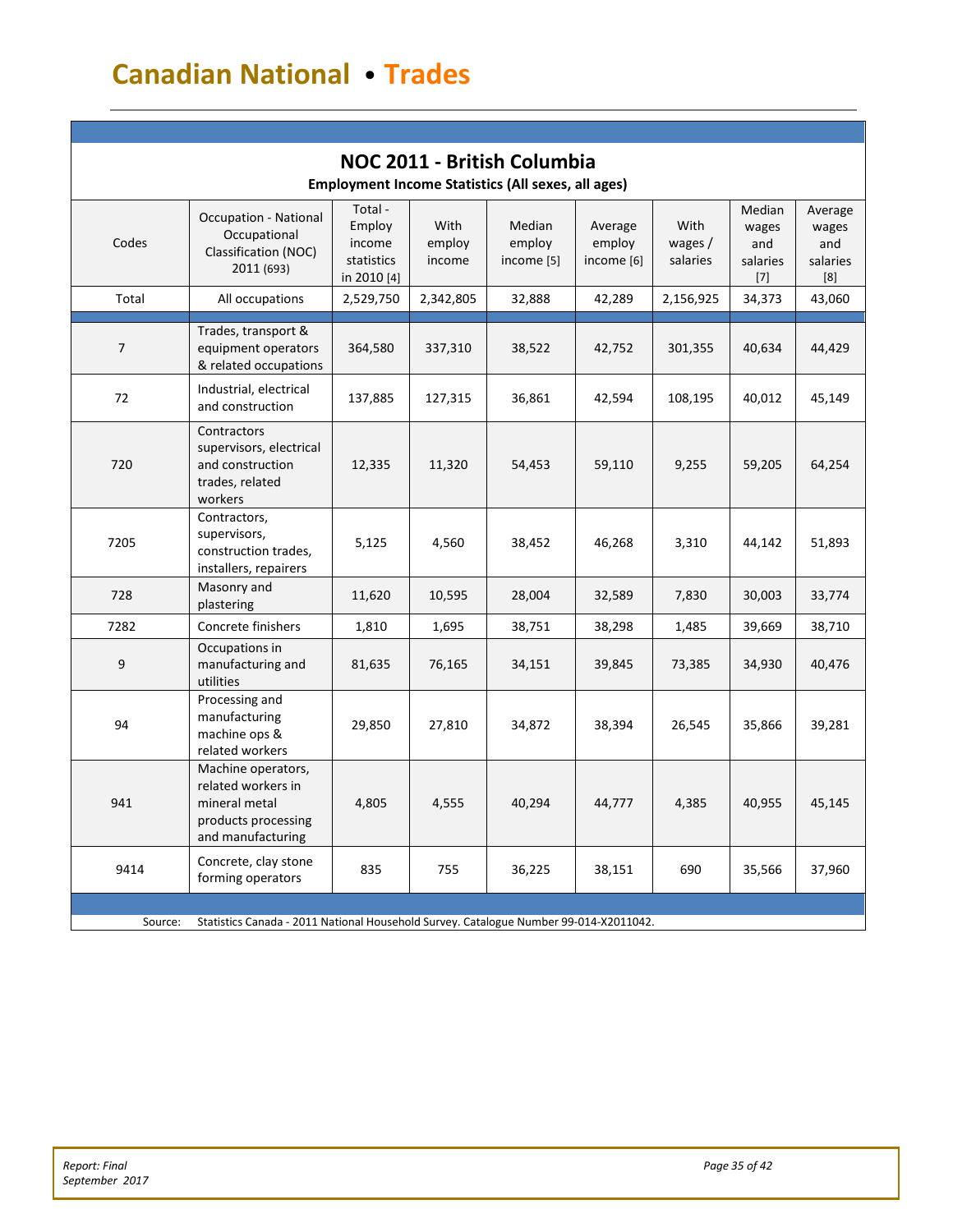# Canadian National • Trades

## NOC 2011 - British Columbia

**Employment Income Statistics (All sexes, all ages)**

| Codes | Occupation - National Occupational Classification (NOC) 2011 (693) | Total - Employ income statistics in 2010 [4] | With employ income | Median employ income [5] | Average employ income [6] | With wages / salaries | Median wages and salaries [7] | Average wages and salaries [8] |
|---|---|---|---|---|---|---|---|---|
| Total | All occupations | 2,529,750 | 2,342,805 | 32,888 | 42,289 | 2,156,925 | 34,373 | 43,060 |
| 7 | Trades, transport & equipment operators & related occupations | 364,580 | 337,310 | 38,522 | 42,752 | 301,355 | 40,634 | 44,429 |
| 72 | Industrial, electrical and construction | 137,885 | 127,315 | 36,861 | 42,594 | 108,195 | 40,012 | 45,149 |
| 720 | Contractors supervisors, electrical and construction trades, related workers | 12,335 | 11,320 | 54,453 | 59,110 | 9,255 | 59,205 | 64,254 |
| 7205 | Contractors, supervisors, construction trades, installers, repairers | 5,125 | 4,560 | 38,452 | 46,268 | 3,310 | 44,142 | 51,893 |
| 728 | Masonry and plastering | 11,620 | 10,595 | 28,004 | 32,589 | 7,830 | 30,003 | 33,774 |
| 7282 | Concrete finishers | 1,810 | 1,695 | 38,751 | 38,298 | 1,485 | 39,669 | 38,710 |
| 9 | Occupations in manufacturing and utilities | 81,635 | 76,165 | 34,151 | 39,845 | 73,385 | 34,930 | 40,476 |
| 94 | Processing and manufacturing machine ops & related workers | 29,850 | 27,810 | 34,872 | 38,394 | 26,545 | 35,866 | 39,281 |
| 941 | Machine operators, related workers in mineral metal products processing and manufacturing | 4,805 | 4,555 | 40,294 | 44,777 | 4,385 | 40,955 | 45,145 |
| 9414 | Concrete, clay stone forming operators | 835 | 755 | 36,225 | 38,151 | 690 | 35,566 | 37,960 |

Source: Statistics Canada - 2011 National Household Survey. Catalogue Number 99-014-X2011042.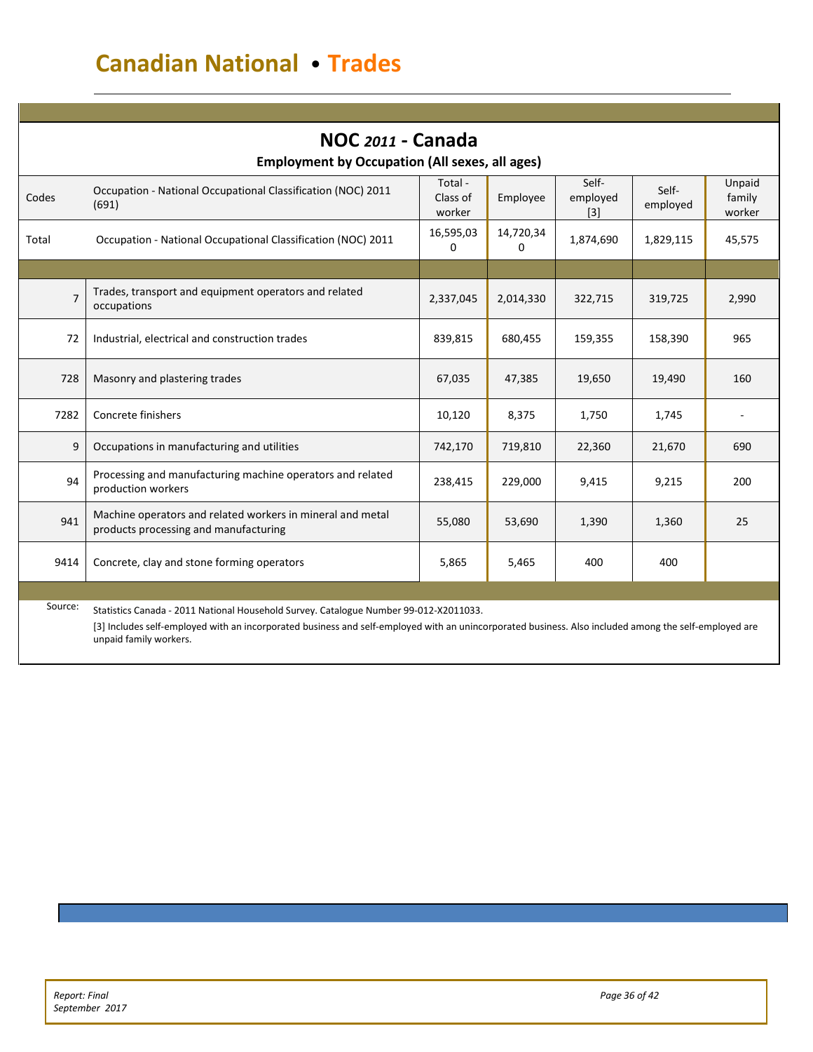# Canadian National • Trades

## NOC *2011* - Canada

**Employment by Occupation (All sexes, all ages)**

| Codes | Occupation - National Occupational Classification (NOC) 2011 (691) | Total - Class of worker | Employee | Self-employed [3] | Self-employed | Unpaid family worker |
|---|---|---|---|---|---|---|
| Total | Occupation - National Occupational Classification (NOC) 2011 | 16,595,030 | 14,720,340 | 1,874,690 | 1,829,115 | 45,575 |
| 7 | Trades, transport and equipment operators and related occupations | 2,337,045 | 2,014,330 | 322,715 | 319,725 | 2,990 |
| 72 | Industrial, electrical and construction trades | 839,815 | 680,455 | 159,355 | 158,390 | 965 |
| 728 | Masonry and plastering trades | 67,035 | 47,385 | 19,650 | 19,490 | 160 |
| 7282 | Concrete finishers | 10,120 | 8,375 | 1,750 | 1,745 | - |
| 9 | Occupations in manufacturing and utilities | 742,170 | 719,810 | 22,360 | 21,670 | 690 |
| 94 | Processing and manufacturing machine operators and related production workers | 238,415 | 229,000 | 9,415 | 9,215 | 200 |
| 941 | Machine operators and related workers in mineral and metal products processing and manufacturing | 55,080 | 53,690 | 1,390 | 1,360 | 25 |
| 9414 | Concrete, clay and stone forming operators | 5,865 | 5,465 | 400 | 400 | |

Source: Statistics Canada - 2011 National Household Survey. Catalogue Number 99-012-X2011033.

[3] Includes self-employed with an incorporated business and self-employed with an unincorporated business. Also included among the self-employed are unpaid family workers.

*Report: Final*
*September 2017*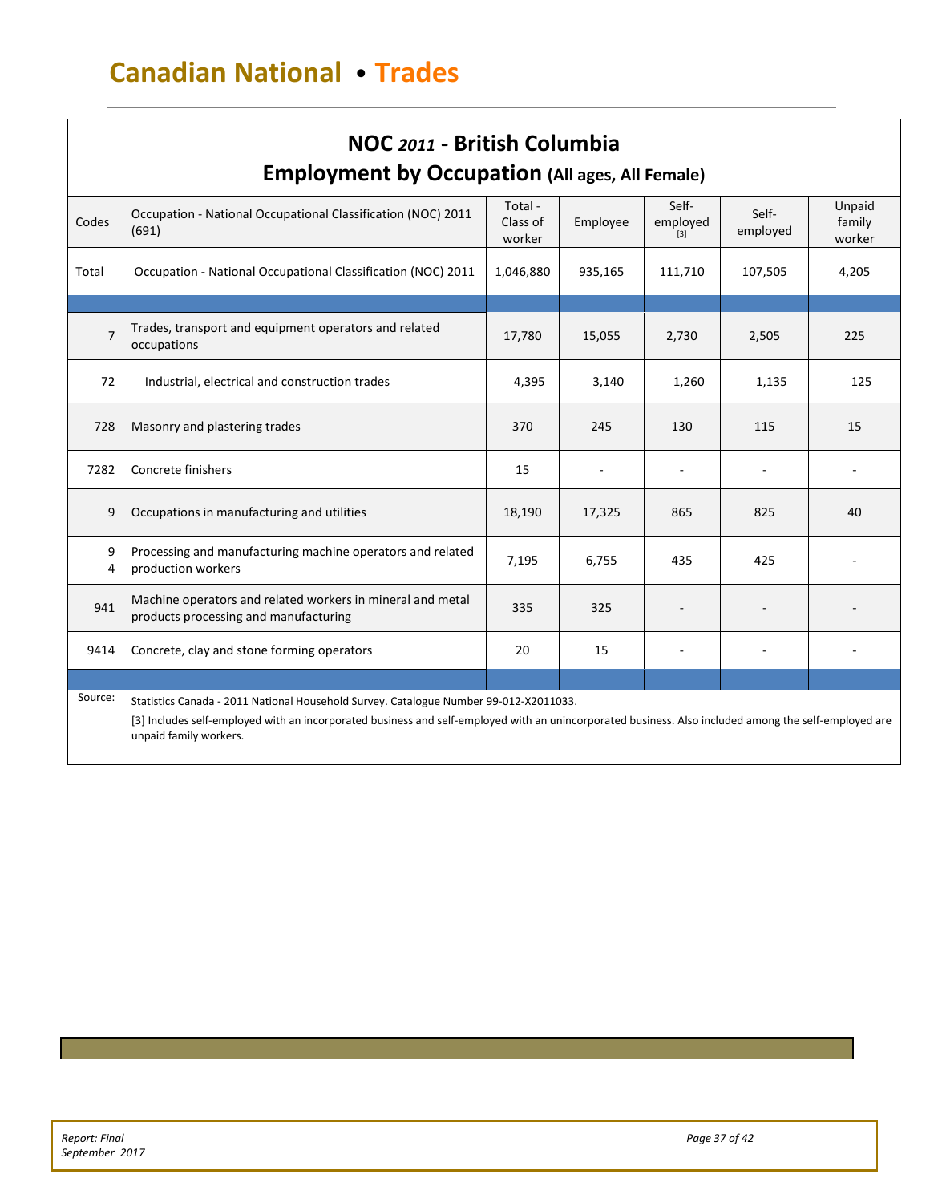# Canadian National • Trades

## NOC *2011* - British Columbia
## Employment by Occupation (All ages, All Female)

| Codes | Occupation - National Occupational Classification (NOC) 2011 (691) | Total - Class of worker | Employee | Self-employed [3] | Self-employed | Unpaid family worker |
|---|---|---|---|---|---|---|
| Total | Occupation - National Occupational Classification (NOC) 2011 | 1,046,880 | 935,165 | 111,710 | 107,505 | 4,205 |
| 7 | Trades, transport and equipment operators and related occupations | 17,780 | 15,055 | 2,730 | 2,505 | 225 |
| 72 | Industrial, electrical and construction trades | 4,395 | 3,140 | 1,260 | 1,135 | 125 |
| 728 | Masonry and plastering trades | 370 | 245 | 130 | 115 | 15 |
| 7282 | Concrete finishers | 15 | - | - | - | - |
| 9 | Occupations in manufacturing and utilities | 18,190 | 17,325 | 865 | 825 | 40 |
| 94 | Processing and manufacturing machine operators and related production workers | 7,195 | 6,755 | 435 | 425 | - |
| 941 | Machine operators and related workers in mineral and metal products processing and manufacturing | 335 | 325 | - | - | - |
| 9414 | Concrete, clay and stone forming operators | 20 | 15 | - | - | - |

Source: Statistics Canada - 2011 National Household Survey. Catalogue Number 99-012-X2011033.

[3] Includes self-employed with an incorporated business and self-employed with an unincorporated business. Also included among the self-employed are unpaid family workers.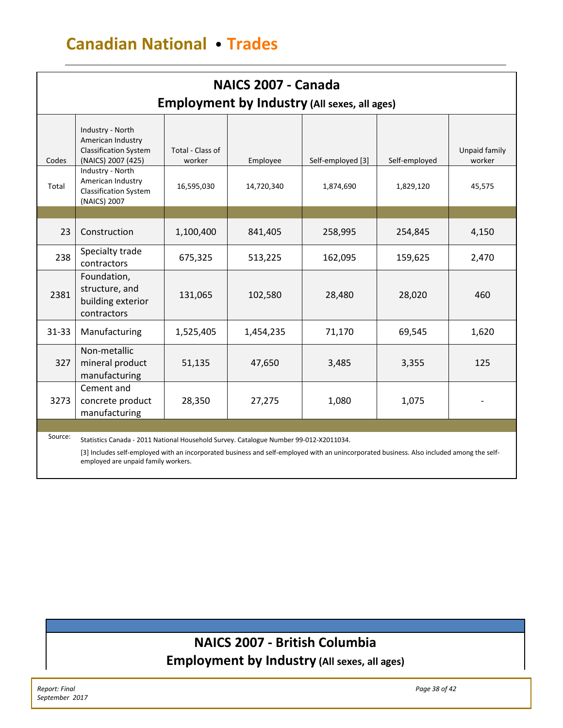## Canadian National • Trades

### NAICS 2007 - Canada
### Employment by Industry (All sexes, all ages)

| Codes | Industry - North American Industry Classification System (NAICS) 2007 (425) | Total - Class of worker | Employee | Self-employed [3] | Self-employed | Unpaid family worker |
|---|---|---|---|---|---|---|
| Total | Industry - North American Industry Classification System (NAICS) 2007 | 16,595,030 | 14,720,340 | 1,874,690 | 1,829,120 | 45,575 |
| | | | | | | |
| 23 | Construction | 1,100,400 | 841,405 | 258,995 | 254,845 | 4,150 |
| 238 | Specialty trade contractors | 675,325 | 513,225 | 162,095 | 159,625 | 2,470 |
| 2381 | Foundation, structure, and building exterior contractors | 131,065 | 102,580 | 28,480 | 28,020 | 460 |
| 31-33 | Manufacturing | 1,525,405 | 1,454,235 | 71,170 | 69,545 | 1,620 |
| 327 | Non-metallic mineral product manufacturing | 51,135 | 47,650 | 3,485 | 3,355 | 125 |
| 3273 | Cement and concrete product manufacturing | 28,350 | 27,275 | 1,080 | 1,075 | - |

Source: Statistics Canada - 2011 National Household Survey. Catalogue Number 99-012-X2011034.

[3] Includes self-employed with an incorporated business and self-employed with an unincorporated business. Also included among the self-employed are unpaid family workers.

### NAICS 2007 - British Columbia
### Employment by Industry (All sexes, all ages)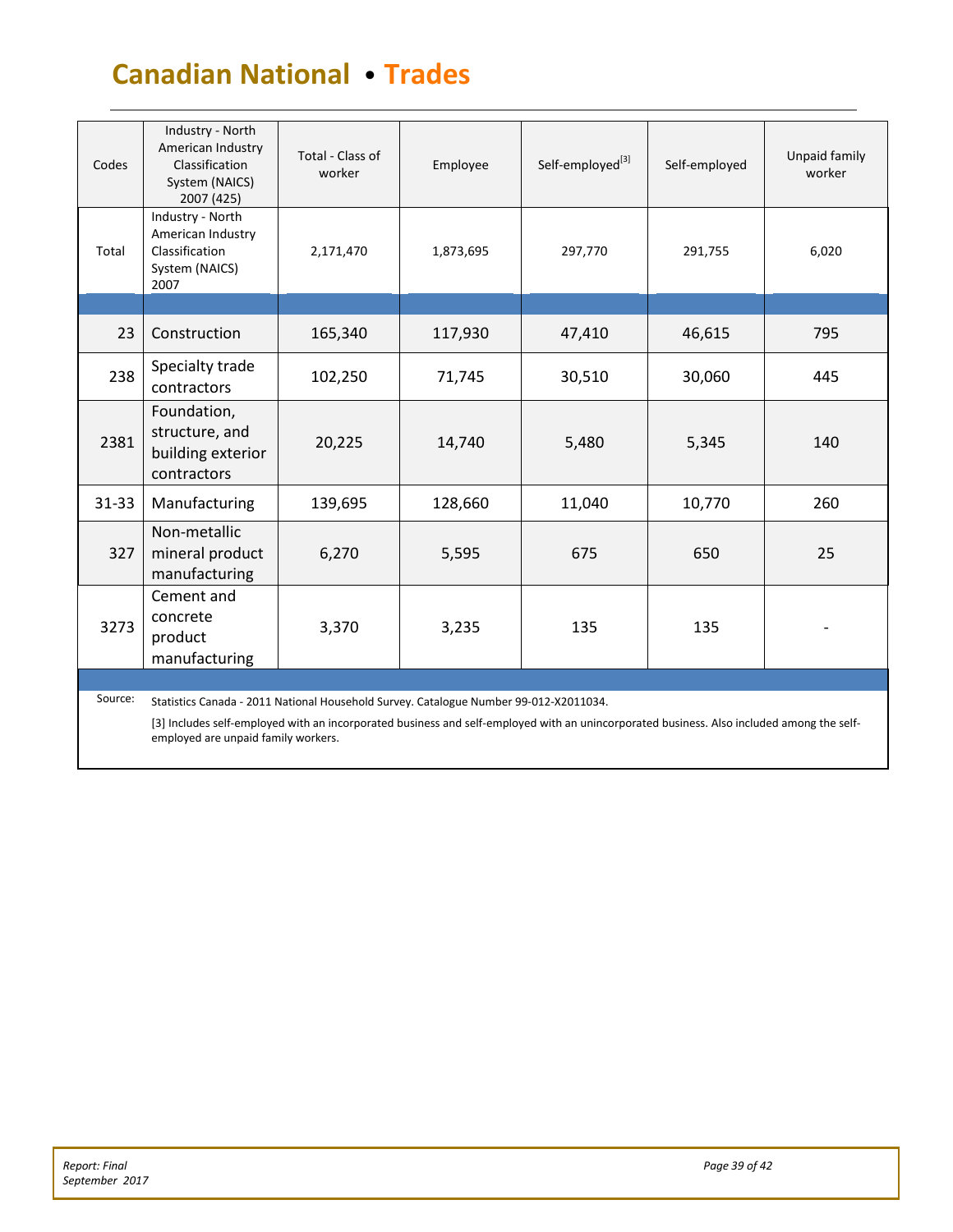# Canadian National • Trades

| Codes | Industry - North American Industry Classification System (NAICS) 2007 (425) | Total - Class of worker | Employee | Self-employed[3] | Self-employed | Unpaid family worker |
|---|---|---|---|---|---|---|
| Total | Industry - North American Industry Classification System (NAICS) 2007 | 2,171,470 | 1,873,695 | 297,770 | 291,755 | 6,020 |
| 23 | Construction | 165,340 | 117,930 | 47,410 | 46,615 | 795 |
| 238 | Specialty trade contractors | 102,250 | 71,745 | 30,510 | 30,060 | 445 |
| 2381 | Foundation, structure, and building exterior contractors | 20,225 | 14,740 | 5,480 | 5,345 | 140 |
| 31-33 | Manufacturing | 139,695 | 128,660 | 11,040 | 10,770 | 260 |
| 327 | Non-metallic mineral product manufacturing | 6,270 | 5,595 | 675 | 650 | 25 |
| 3273 | Cement and concrete product manufacturing | 3,370 | 3,235 | 135 | 135 | - |

Source: Statistics Canada - 2011 National Household Survey. Catalogue Number 99-012-X2011034.

[3] Includes self-employed with an incorporated business and self-employed with an unincorporated business. Also included among the self-employed are unpaid family workers.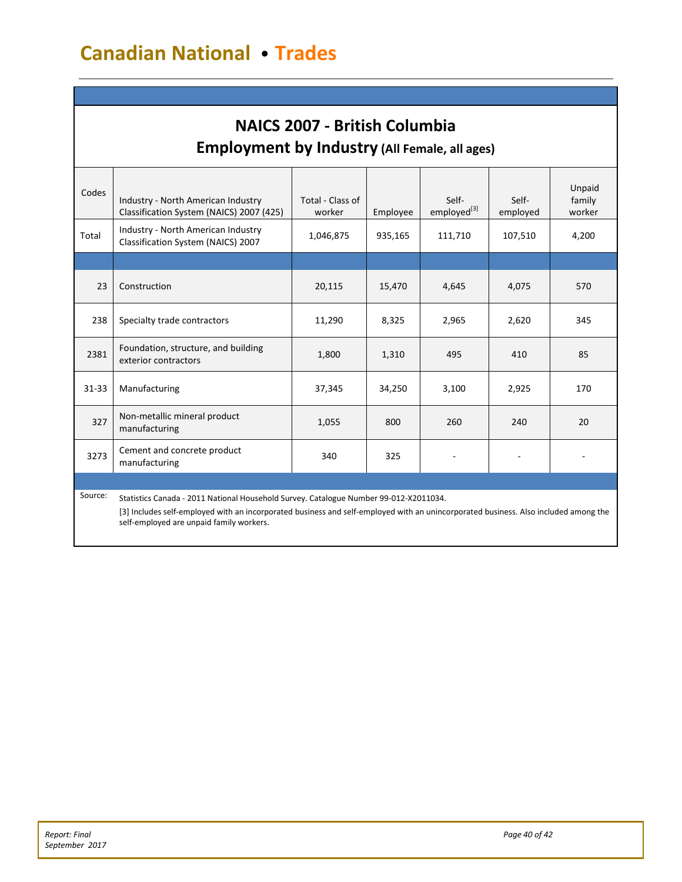# Canadian National • Trades

## NAICS 2007 - British Columbia
### Employment by Industry (All Female, all ages)

| Codes | Industry - North American Industry Classification System (NAICS) 2007 (425) | Total - Class of worker | Employee | Self-employed[3] | Self-employed | Unpaid family worker |
|---|---|---|---|---|---|---|
| Total | Industry - North American Industry Classification System (NAICS) 2007 | 1,046,875 | 935,165 | 111,710 | 107,510 | 4,200 |
| | | | | | | |
| 23 | Construction | 20,115 | 15,470 | 4,645 | 4,075 | 570 |
| 238 | Specialty trade contractors | 11,290 | 8,325 | 2,965 | 2,620 | 345 |
| 2381 | Foundation, structure, and building exterior contractors | 1,800 | 1,310 | 495 | 410 | 85 |
| 31-33 | Manufacturing | 37,345 | 34,250 | 3,100 | 2,925 | 170 |
| 327 | Non-metallic mineral product manufacturing | 1,055 | 800 | 260 | 240 | 20 |
| 3273 | Cement and concrete product manufacturing | 340 | 325 | - | - | - |

Source: Statistics Canada - 2011 National Household Survey. Catalogue Number 99-012-X2011034.

[3] Includes self-employed with an incorporated business and self-employed with an unincorporated business. Also included among the self-employed are unpaid family workers.

*Report: Final*
*September 2017*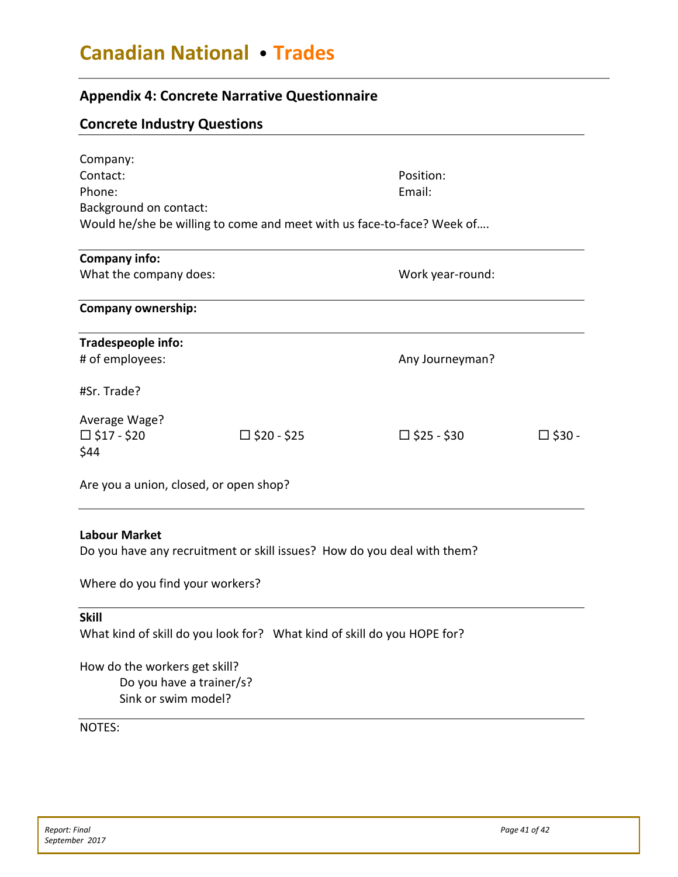## Appendix 4: Concrete Narrative Questionnaire

### Concrete Industry Questions

Company:

Contact: Position:

Phone: Email:

Background on contact:

Would he/she be willing to come and meet with us face-to-face? Week of….

**Company info:**

What the company does: Work year-round:

**Company ownership:**

**Tradespeople info:**

\# of employees: Any Journeyman?

#Sr. Trade?

Average Wage?

☐ $17 - $20 ☐ $20 - $25 ☐ $25 - $30 ☐ $30 - $44

Are you a union, closed, or open shop?

**Labour Market**

Do you have any recruitment or skill issues? How do you deal with them?

Where do you find your workers?

**Skill**

What kind of skill do you look for? What kind of skill do you HOPE for?

How do the workers get skill?

- Do you have a trainer/s?
- Sink or swim model?

NOTES: